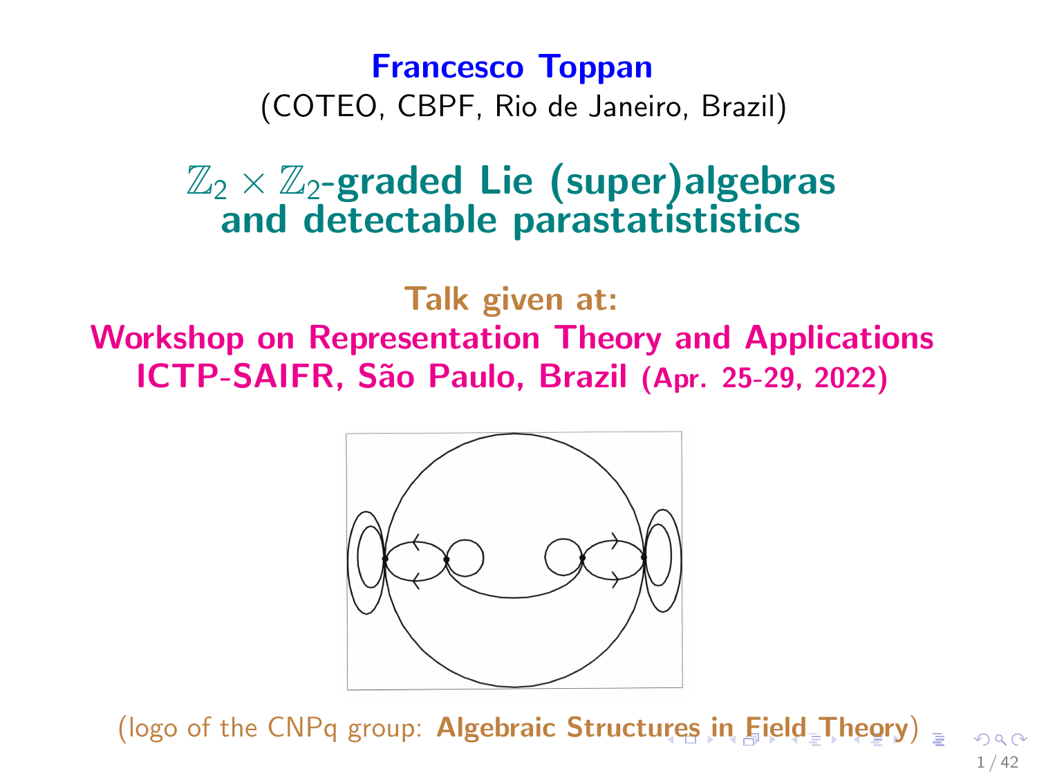**Francesco Toppan**

(COTEO, CBPF, Rio de Janeiro, Brazil)

# $\mathbb{Z}_2 \times \mathbb{Z}_2$-graded Lie (super)algebras and detectable parastatististics

**Talk given at:**

**Workshop on Representation Theory and Applications**
**ICTP-SAIFR, São Paulo, Brazil (Apr. 25-29, 2022)**

(logo of the CNPq group: **Algebraic Structures in Field Theory**)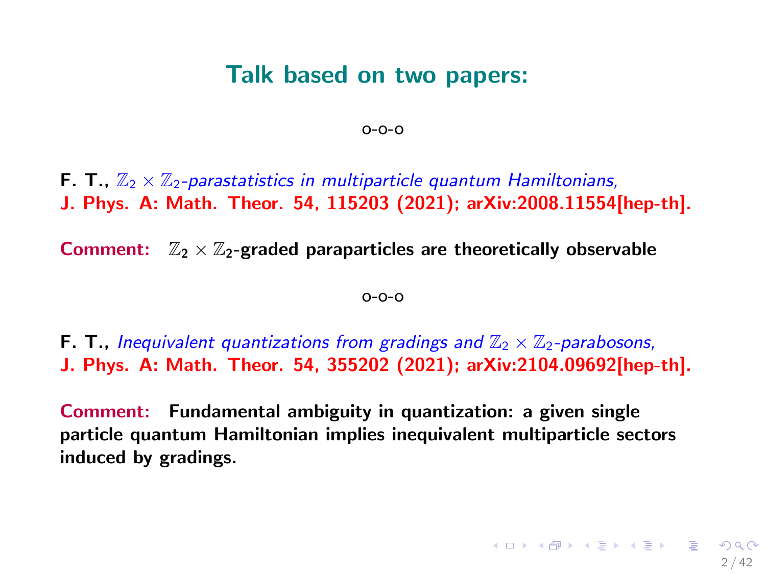## Talk based on two papers:

o-o-o

**F. T.,** *$\mathbb{Z}_2 \times \mathbb{Z}_2$-parastatistics in multiparticle quantum Hamiltonians,*
**J. Phys. A: Math. Theor. 54, 115203 (2021); arXiv:2008.11554[hep-th].**

**Comment:** **$\mathbb{Z}_2 \times \mathbb{Z}_2$-graded paraparticles are theoretically observable**

o-o-o

**F. T.,** *Inequivalent quantizations from gradings and $\mathbb{Z}_2 \times \mathbb{Z}_2$-parabosons,*
**J. Phys. A: Math. Theor. 54, 355202 (2021); arXiv:2104.09692[hep-th].**

**Comment:** **Fundamental ambiguity in quantization: a given single particle quantum Hamiltonian implies inequivalent multiparticle sectors induced by gradings.**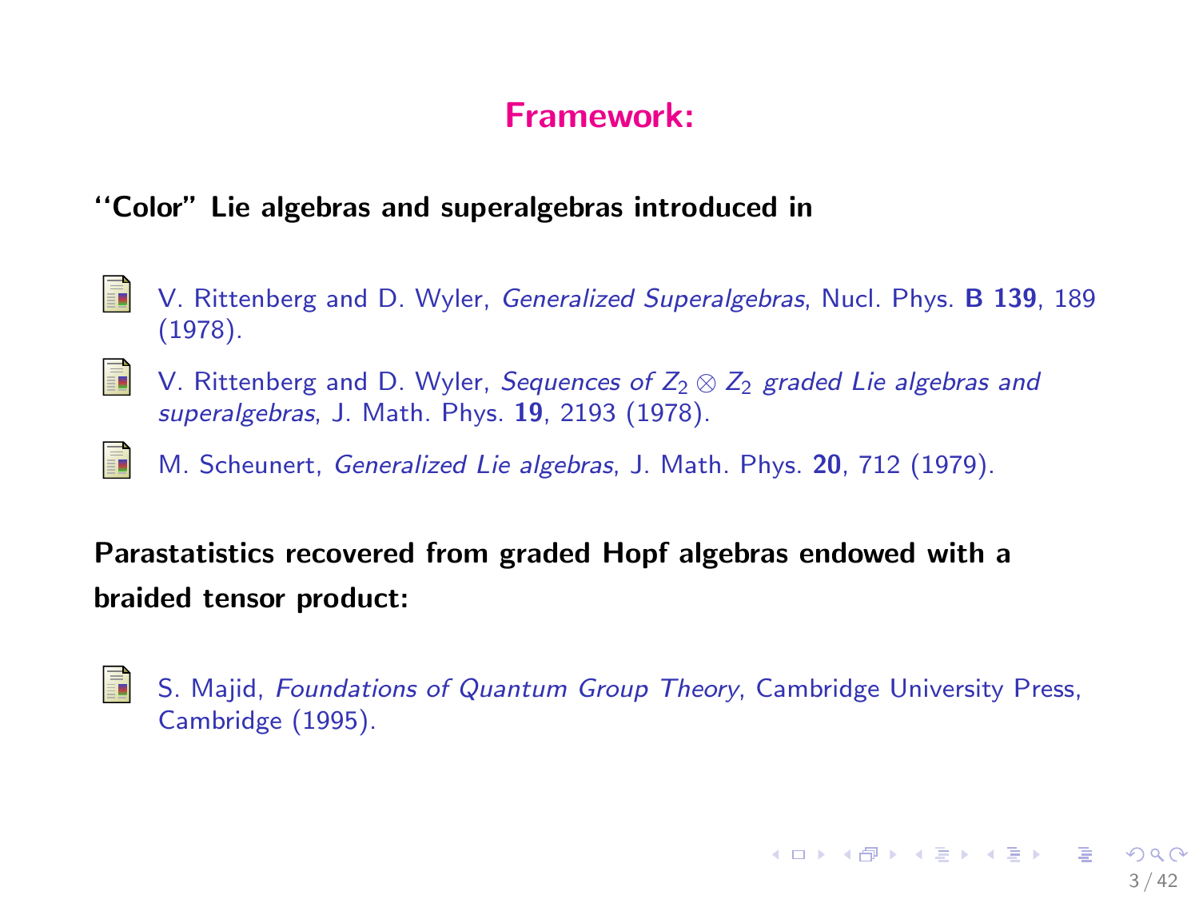# Framework:

**"Color" Lie algebras and superalgebras introduced in**

- V. Rittenberg and D. Wyler, *Generalized Superalgebras*, Nucl. Phys. **B 139**, 189 (1978).
- V. Rittenberg and D. Wyler, *Sequences of $Z_2 \otimes Z_2$ graded Lie algebras and superalgebras*, J. Math. Phys. **19**, 2193 (1978).
- M. Scheunert, *Generalized Lie algebras*, J. Math. Phys. **20**, 712 (1979).

**Parastatistics recovered from graded Hopf algebras endowed with a braided tensor product:**

- S. Majid, *Foundations of Quantum Group Theory*, Cambridge University Press, Cambridge (1995).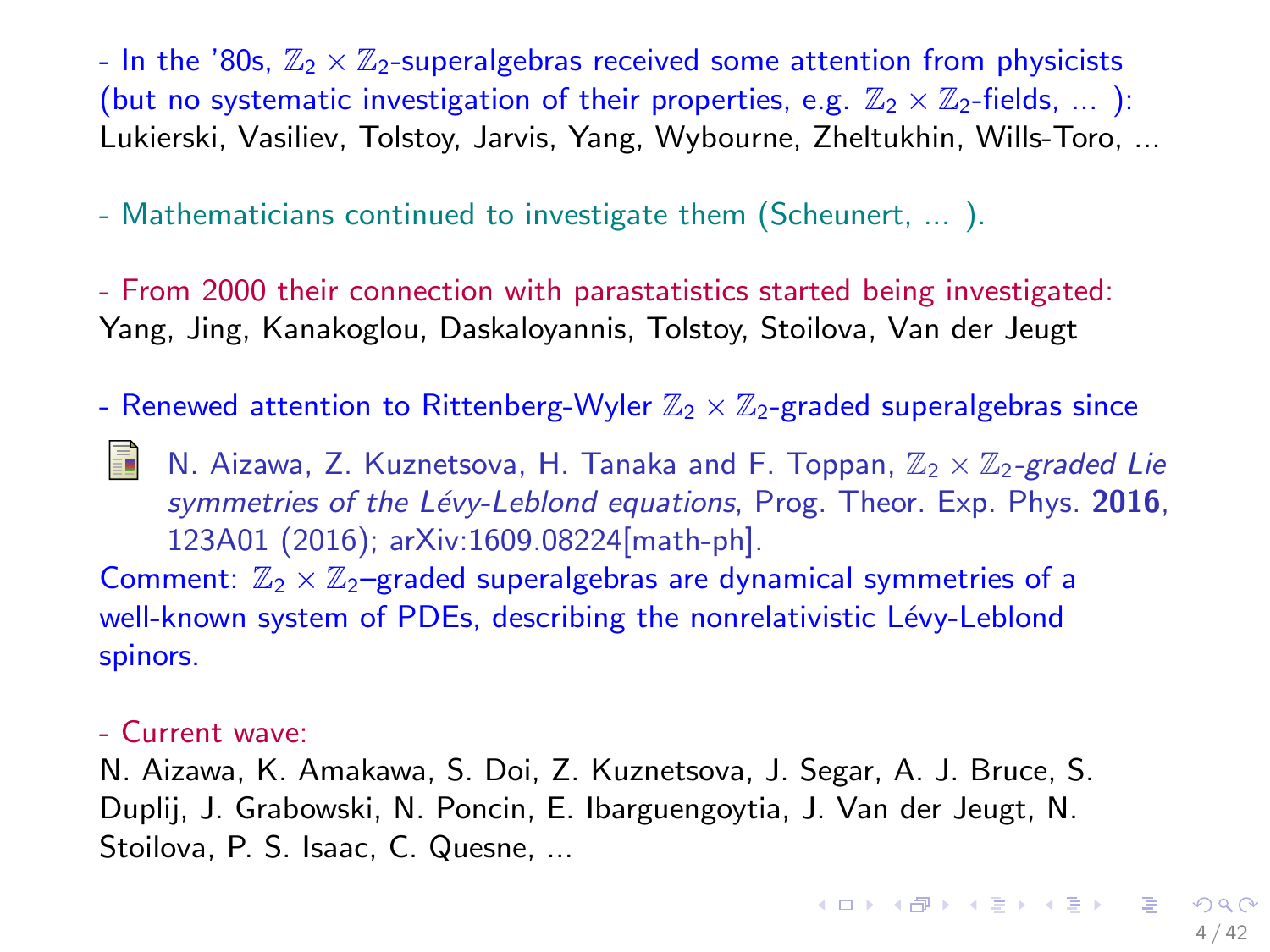- In the '80s, $\mathbb{Z}_2 \times \mathbb{Z}_2$-superalgebras received some attention from physicists (but no systematic investigation of their properties, e.g. $\mathbb{Z}_2 \times \mathbb{Z}_2$-fields, ... ): Lukierski, Vasiliev, Tolstoy, Jarvis, Yang, Wybourne, Zheltukhin, Wills-Toro, ...

- Mathematicians continued to investigate them (Scheunert, ... ).

- From 2000 their connection with parastatistics started being investigated: Yang, Jing, Kanakoglou, Daskaloyannis, Tolstoy, Stoilova, Van der Jeugt

- Renewed attention to Rittenberg-Wyler $\mathbb{Z}_2 \times \mathbb{Z}_2$-graded superalgebras since

N. Aizawa, Z. Kuznetsova, H. Tanaka and F. Toppan, *$\mathbb{Z}_2 \times \mathbb{Z}_2$-graded Lie symmetries of the Lévy-Leblond equations*, Prog. Theor. Exp. Phys. **2016**, 123A01 (2016); arXiv:1609.08224[math-ph].

Comment: $\mathbb{Z}_2 \times \mathbb{Z}_2$–graded superalgebras are dynamical symmetries of a well-known system of PDEs, describing the nonrelativistic Lévy-Leblond spinors.

- Current wave:
N. Aizawa, K. Amakawa, S. Doi, Z. Kuznetsova, J. Segar, A. J. Bruce, S. Duplij, J. Grabowski, N. Poncin, E. Ibarguengoytia, J. Van der Jeugt, N. Stoilova, P. S. Isaac, C. Quesne, ...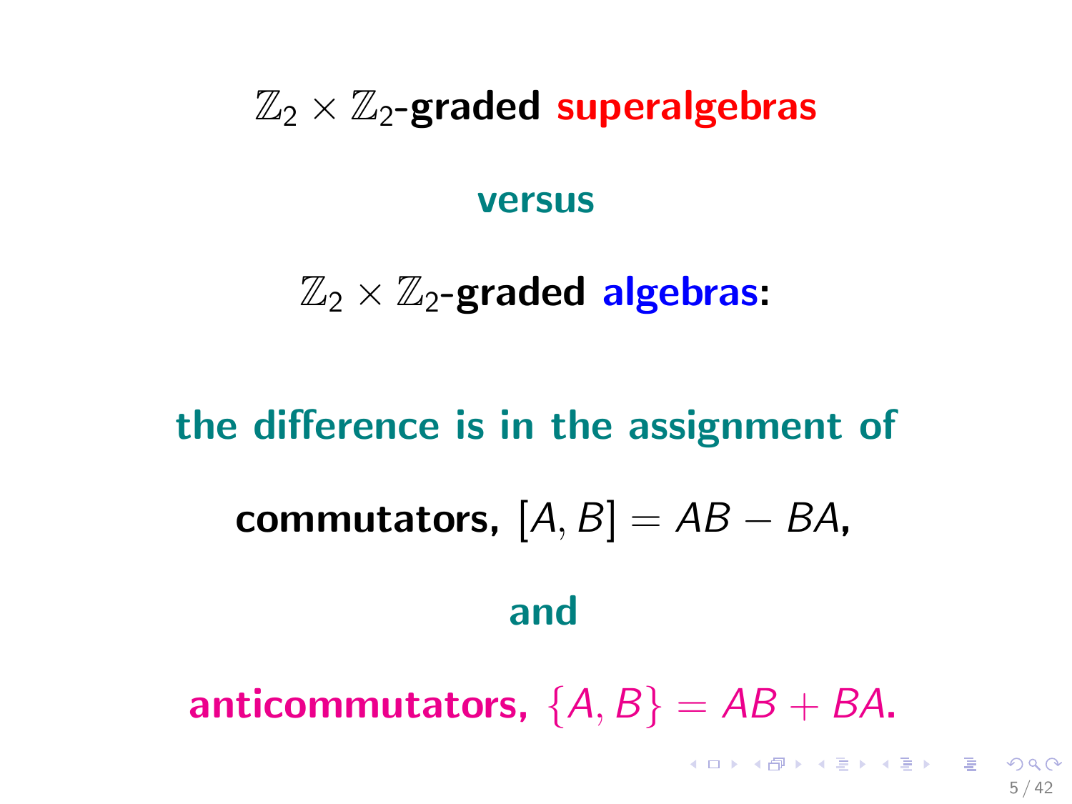# $\mathbb{Z}_2 \times \mathbb{Z}_2$-graded superalgebras

**versus**

# $\mathbb{Z}_2 \times \mathbb{Z}_2$-graded algebras:

**the difference is in the assignment of**

**commutators,** $[A, B] = AB - BA$**,**

**and**

**anticommutators,** $\{A, B\} = AB + BA$**.**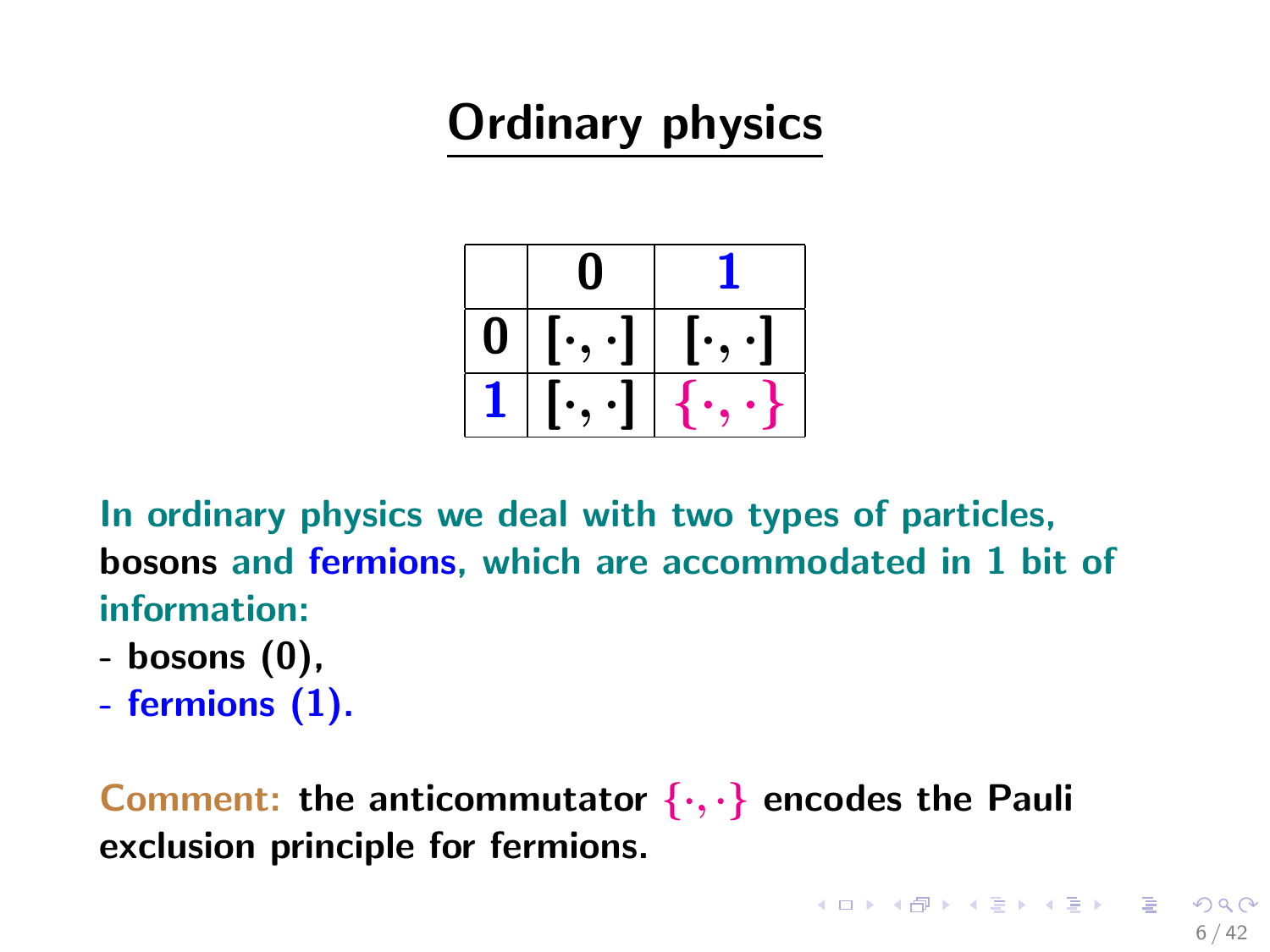# Ordinary physics

| | $\mathbf{0}$ | $\mathbf{1}$ |
|---|---|---|
| $\mathbf{0}$ | $[\cdot,\cdot]$ | $[\cdot,\cdot]$ |
| $\mathbf{1}$ | $[\cdot,\cdot]$ | $\{\cdot,\cdot\}$ |

**In ordinary physics we deal with two types of particles, bosons and fermions, which are accommodated in 1 bit of information:**

**- bosons (0),**

**- fermions (1).**

**Comment: the anticommutator $\{\cdot,\cdot\}$ encodes the Pauli exclusion principle for fermions.**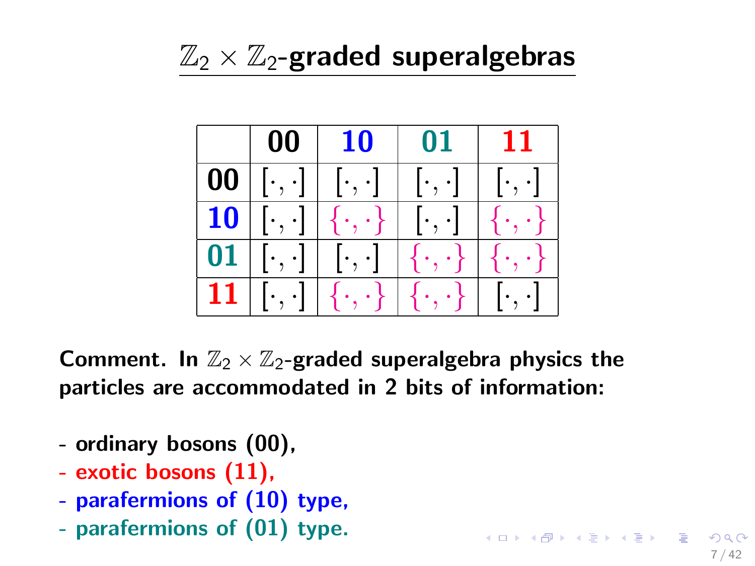# $\mathbb{Z}_2 \times \mathbb{Z}_2$-graded superalgebras

| | 00 | 10 | 01 | 11 |
|---|---|---|---|---|
| 00 | $[\cdot,\cdot]$ | $[\cdot,\cdot]$ | $[\cdot,\cdot]$ | $[\cdot,\cdot]$ |
| 10 | $[\cdot,\cdot]$ | $\{\cdot,\cdot\}$ | $[\cdot,\cdot]$ | $\{\cdot,\cdot\}$ |
| 01 | $[\cdot,\cdot]$ | $[\cdot,\cdot]$ | $\{\cdot,\cdot\}$ | $\{\cdot,\cdot\}$ |
| 11 | $[\cdot,\cdot]$ | $\{\cdot,\cdot\}$ | $\{\cdot,\cdot\}$ | $[\cdot,\cdot]$ |

**Comment.** **In $\mathbb{Z}_2 \times \mathbb{Z}_2$-graded superalgebra physics the particles are accommodated in 2 bits of information:**

- **ordinary bosons (00),**
- **exotic bosons (11),**
- **parafermions of (10) type,**
- **parafermions of (01) type.**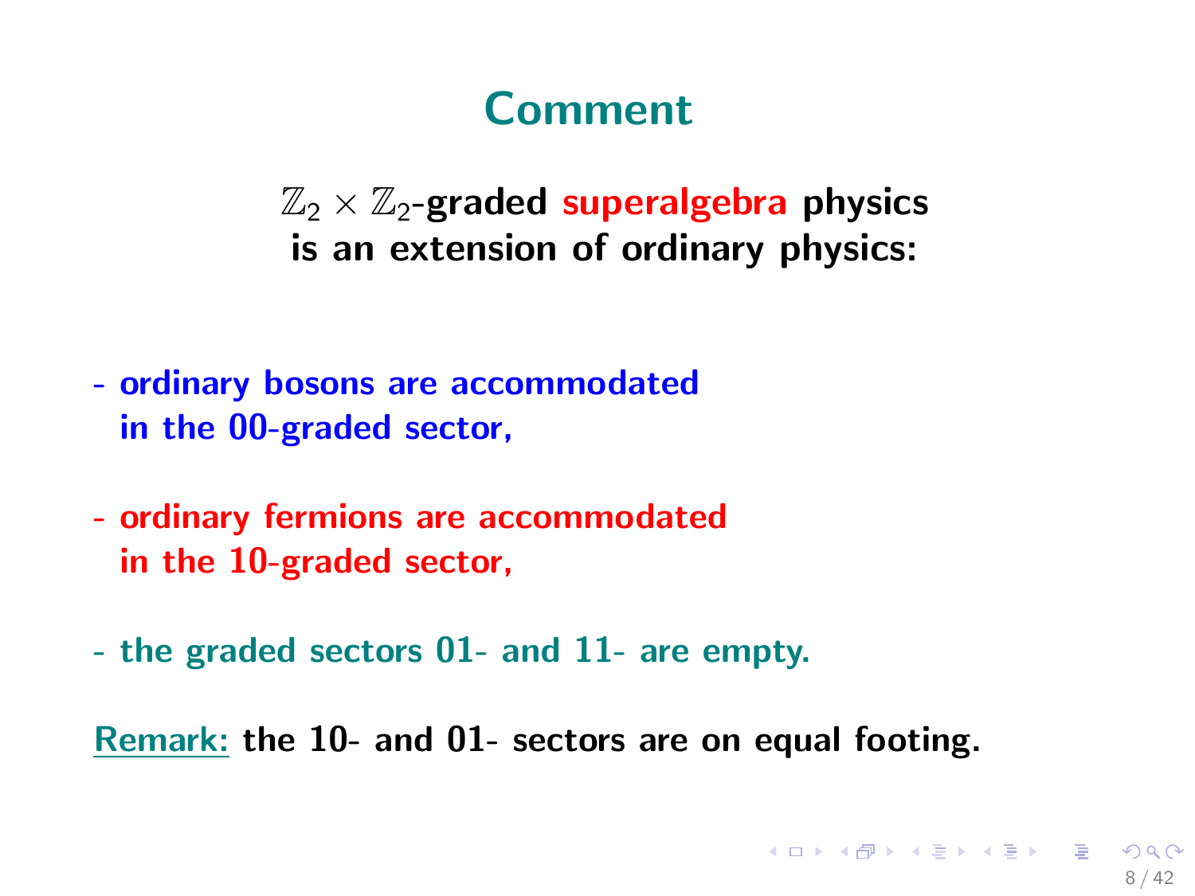# Comment

**$\mathbb{Z}_2 \times \mathbb{Z}_2$-graded superalgebra physics is an extension of ordinary physics:**

- **ordinary bosons are accommodated in the 00-graded sector,**
- **ordinary fermions are accommodated in the 10-graded sector,**
- **the graded sectors 01- and 11- are empty.**

Remark: **the 10- and 01- sectors are on equal footing.**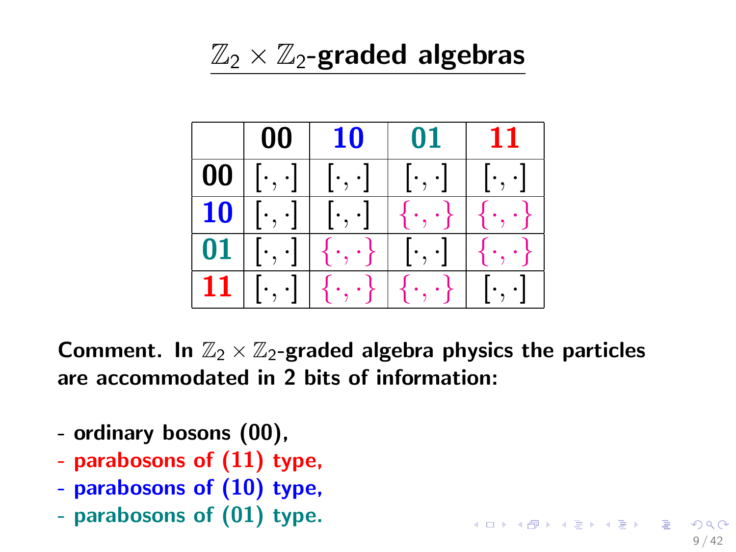# $\mathbb{Z}_2 \times \mathbb{Z}_2$-graded algebras

| | 00 | 10 | 01 | 11 |
|---|---|---|---|---|
| 00 | $[\cdot,\cdot]$ | $[\cdot,\cdot]$ | $[\cdot,\cdot]$ | $[\cdot,\cdot]$ |
| 10 | $[\cdot,\cdot]$ | $[\cdot,\cdot]$ | $\{\cdot,\cdot\}$ | $\{\cdot,\cdot\}$ |
| 01 | $[\cdot,\cdot]$ | $\{\cdot,\cdot\}$ | $[\cdot,\cdot]$ | $\{\cdot,\cdot\}$ |
| 11 | $[\cdot,\cdot]$ | $\{\cdot,\cdot\}$ | $\{\cdot,\cdot\}$ | $[\cdot,\cdot]$ |

**Comment.** In $\mathbb{Z}_2 \times \mathbb{Z}_2$-graded algebra physics the particles are accommodated in 2 bits of information:

- ordinary bosons (00),
- parabosons of (11) type,
- parabosons of (10) type,
- parabosons of (01) type.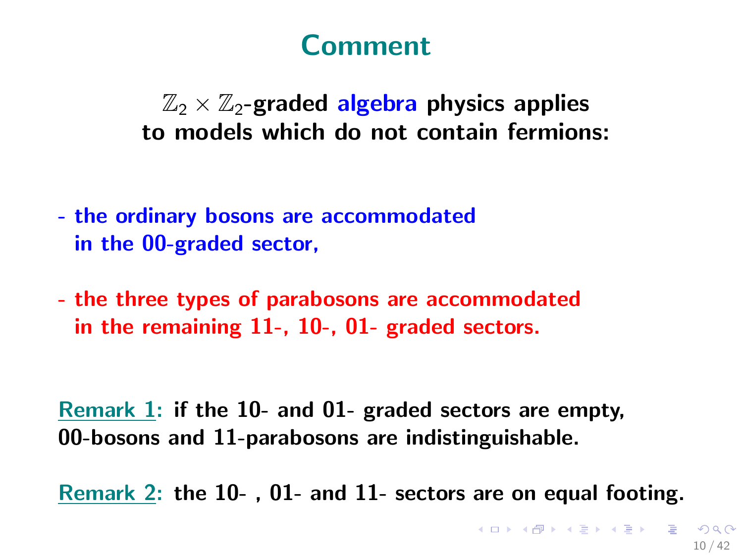# Comment

**$\mathbb{Z}_2 \times \mathbb{Z}_2$-graded algebra physics applies to models which do not contain fermions:**

- **the ordinary bosons are accommodated in the 00-graded sector,**

- **the three types of parabosons are accommodated in the remaining 11-, 10-, 01- graded sectors.**

Remark 1: **if the 10- and 01- graded sectors are empty, 00-bosons and 11-parabosons are indistinguishable.**

Remark 2: **the 10- , 01- and 11- sectors are on equal footing.**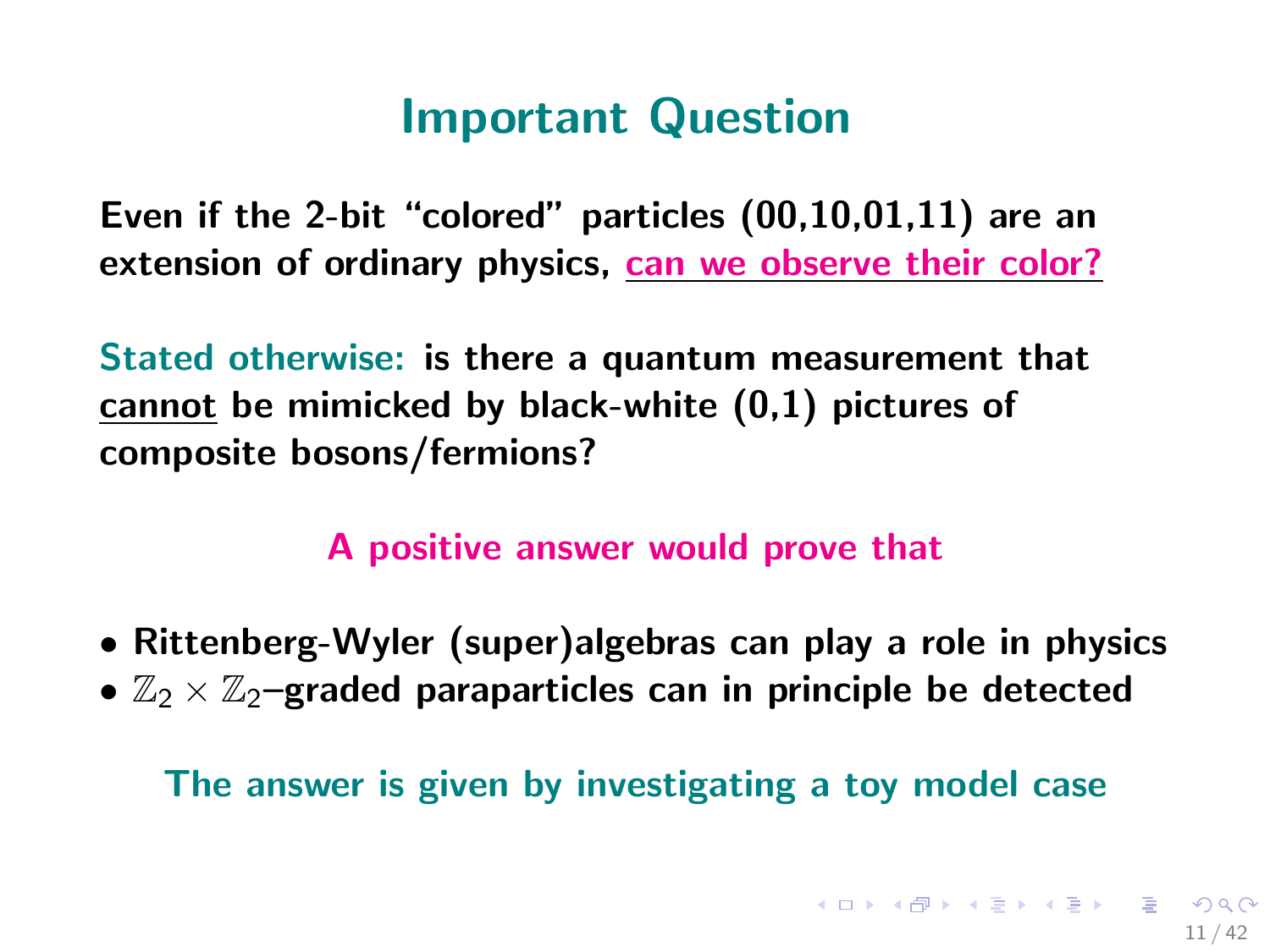# Important Question

**Even if the 2-bit "colored" particles (00,10,01,11) are an extension of ordinary physics, can we observe their color?**

**Stated otherwise: is there a quantum measurement that cannot be mimicked by black-white (0,1) pictures of composite bosons/fermions?**

**A positive answer would prove that**

- **Rittenberg-Wyler (super)algebras can play a role in physics**
- **$\mathbb{Z}_2 \times \mathbb{Z}_2$–graded paraparticles can in principle be detected**

**The answer is given by investigating a toy model case**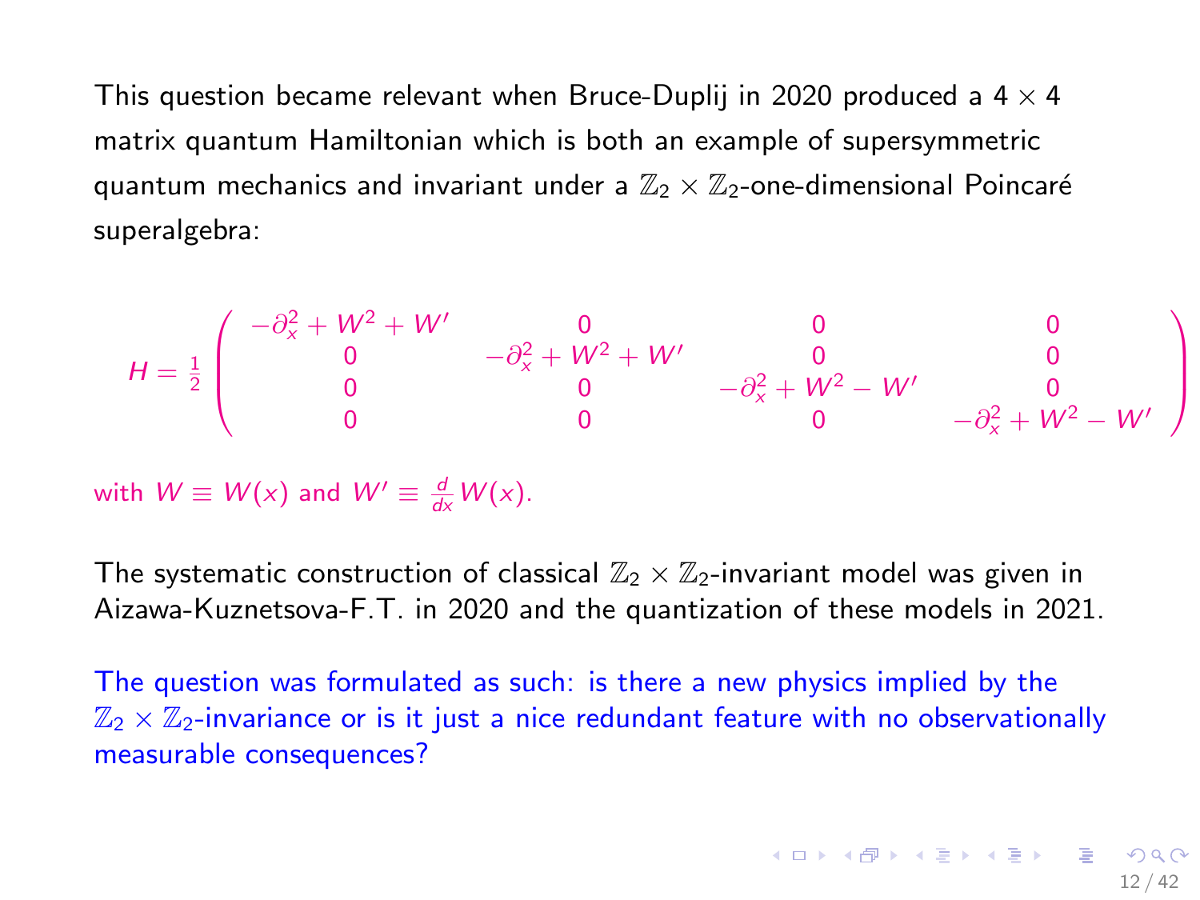This question became relevant when Bruce-Duplij in 2020 produced a $4 \times 4$ matrix quantum Hamiltonian which is both an example of supersymmetric quantum mechanics and invariant under a $\mathbb{Z}_2 \times \mathbb{Z}_2$-one-dimensional Poincaré superalgebra:

$$H = \frac{1}{2} \begin{pmatrix} -\partial_x^2 + W^2 + W' & 0 & 0 & 0 \\ 0 & -\partial_x^2 + W^2 + W' & 0 & 0 \\ 0 & 0 & -\partial_x^2 + W^2 - W' & 0 \\ 0 & 0 & 0 & -\partial_x^2 + W^2 - W' \end{pmatrix}$$

with $W \equiv W(x)$ and $W' \equiv \frac{d}{dx} W(x)$.

The systematic construction of classical $\mathbb{Z}_2 \times \mathbb{Z}_2$-invariant model was given in Aizawa-Kuznetsova-F.T. in 2020 and the quantization of these models in 2021.

The question was formulated as such: is there a new physics implied by the $\mathbb{Z}_2 \times \mathbb{Z}_2$-invariance or is it just a nice redundant feature with no observationally measurable consequences?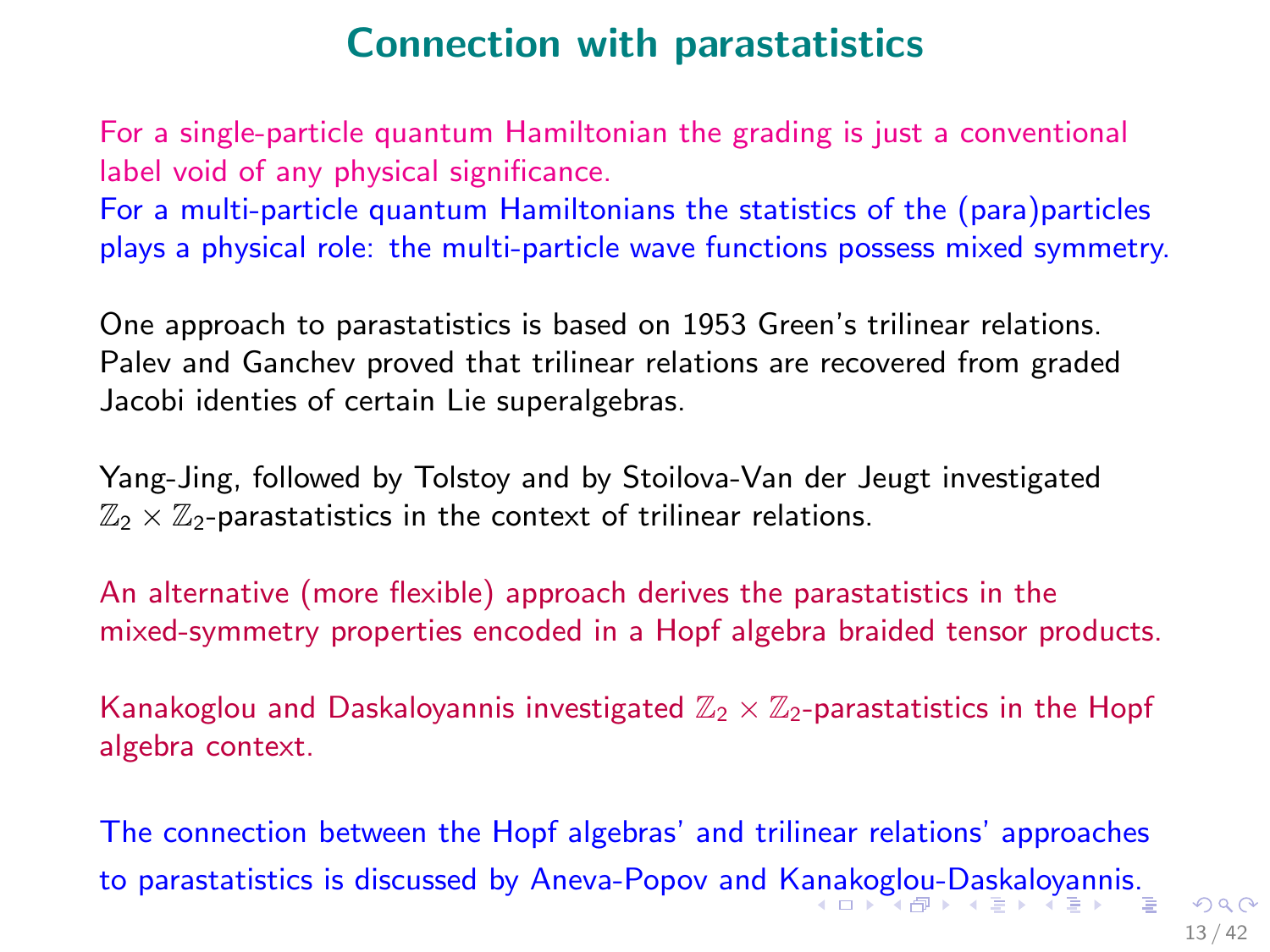# Connection with parastatistics

For a single-particle quantum Hamiltonian the grading is just a conventional label void of any physical significance.
For a multi-particle quantum Hamiltonians the statistics of the (para)particles plays a physical role: the multi-particle wave functions possess mixed symmetry.

One approach to parastatistics is based on 1953 Green's trilinear relations. Palev and Ganchev proved that trilinear relations are recovered from graded Jacobi identies of certain Lie superalgebras.

Yang-Jing, followed by Tolstoy and by Stoilova-Van der Jeugt investigated $\mathbb{Z}_2 \times \mathbb{Z}_2$-parastatistics in the context of trilinear relations.

An alternative (more flexible) approach derives the parastatistics in the mixed-symmetry properties encoded in a Hopf algebra braided tensor products.

Kanakoglou and Daskaloyannis investigated $\mathbb{Z}_2 \times \mathbb{Z}_2$-parastatistics in the Hopf algebra context.

The connection between the Hopf algebras' and trilinear relations' approaches to parastatistics is discussed by Aneva-Popov and Kanakoglou-Daskaloyannis.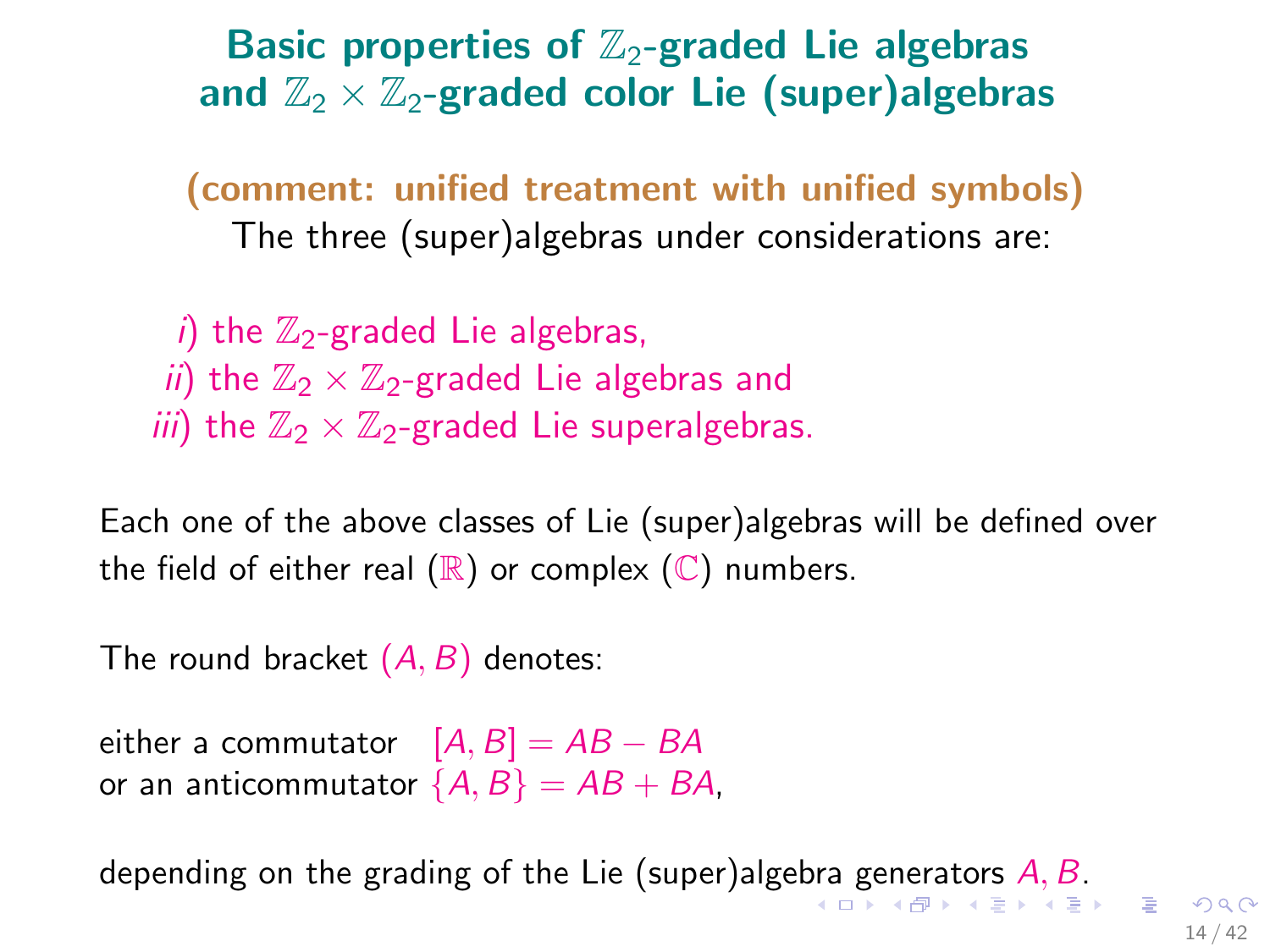## Basic properties of $\mathbb{Z}_2$-graded Lie algebras and $\mathbb{Z}_2 \times \mathbb{Z}_2$-graded color Lie (super)algebras

**(comment: unified treatment with unified symbols)**

The three (super)algebras under considerations are:

*i*) the $\mathbb{Z}_2$-graded Lie algebras,
*ii*) the $\mathbb{Z}_2 \times \mathbb{Z}_2$-graded Lie algebras and
*iii*) the $\mathbb{Z}_2 \times \mathbb{Z}_2$-graded Lie superalgebras.

Each one of the above classes of Lie (super)algebras will be defined over the field of either real ($\mathbb{R}$) or complex ($\mathbb{C}$) numbers.

The round bracket $(A, B)$ denotes:

either a commutator $[A, B] = AB - BA$
or an anticommutator $\{A, B\} = AB + BA$,

depending on the grading of the Lie (super)algebra generators $A, B$.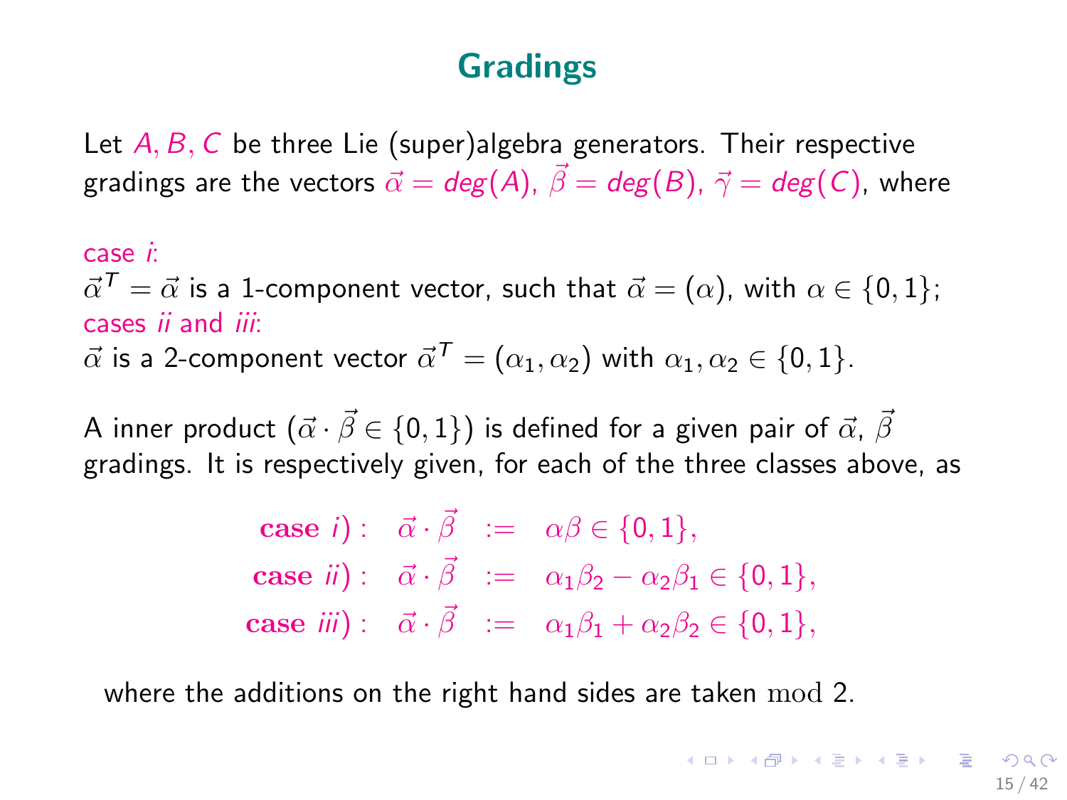# Gradings

Let $A, B, C$ be three Lie (super)algebra generators. Their respective gradings are the vectors $\vec{\alpha} = deg(A)$, $\vec{\beta} = deg(B)$, $\vec{\gamma} = deg(C)$, where

case *i*:
$\vec{\alpha}^T = \vec{\alpha}$ is a 1-component vector, such that $\vec{\alpha} = (\alpha)$, with $\alpha \in \{0, 1\}$;
cases *ii* and *iii*:
$\vec{\alpha}$ is a 2-component vector $\vec{\alpha}^T = (\alpha_1, \alpha_2)$ with $\alpha_1, \alpha_2 \in \{0, 1\}$.

A inner product ($\vec{\alpha} \cdot \vec{\beta} \in \{0, 1\}$) is defined for a given pair of $\vec{\alpha}$, $\vec{\beta}$ gradings. It is respectively given, for each of the three classes above, as

$$
\begin{array}{rcl}
\textbf{case } i): \quad \vec{\alpha} \cdot \vec{\beta} & := & \alpha\beta \in \{0, 1\}, \\
\textbf{case } ii): \quad \vec{\alpha} \cdot \vec{\beta} & := & \alpha_1\beta_2 - \alpha_2\beta_1 \in \{0, 1\}, \\
\textbf{case } iii): \quad \vec{\alpha} \cdot \vec{\beta} & := & \alpha_1\beta_1 + \alpha_2\beta_2 \in \{0, 1\},
\end{array}
$$

where the additions on the right hand sides are taken $\mathrm{mod}\ 2$.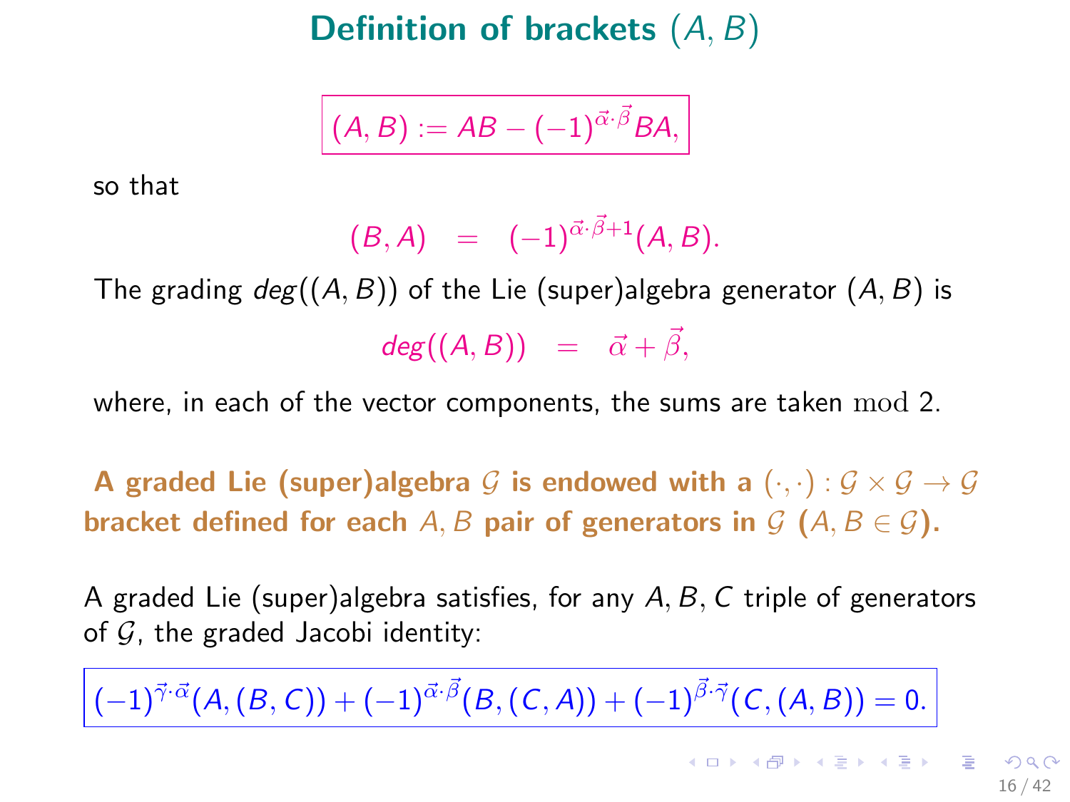# Definition of brackets $(A, B)$

$$(A, B) := AB - (-1)^{\vec{\alpha}\cdot\vec{\beta}} BA,$$

so that

$$(B, A) \quad = \quad (-1)^{\vec{\alpha}\cdot\vec{\beta}+1}(A, B).$$

The grading $deg((A, B))$ of the Lie (super)algebra generator $(A, B)$ is

$$deg((A, B)) \quad = \quad \vec{\alpha} + \vec{\beta},$$

where, in each of the vector components, the sums are taken $\mathrm{mod}\ 2$.

**A graded Lie (super)algebra $\mathcal{G}$ is endowed with a $(\cdot, \cdot) : \mathcal{G} \times \mathcal{G} \to \mathcal{G}$ bracket defined for each $A, B$ pair of generators in $\mathcal{G}$ ($A, B \in \mathcal{G}$).**

A graded Lie (super)algebra satisfies, for any $A, B, C$ triple of generators of $\mathcal{G}$, the graded Jacobi identity:

$$(-1)^{\vec{\gamma}\cdot\vec{\alpha}}(A, (B, C)) + (-1)^{\vec{\alpha}\cdot\vec{\beta}}(B, (C, A)) + (-1)^{\vec{\beta}\cdot\vec{\gamma}}(C, (A, B)) = 0.$$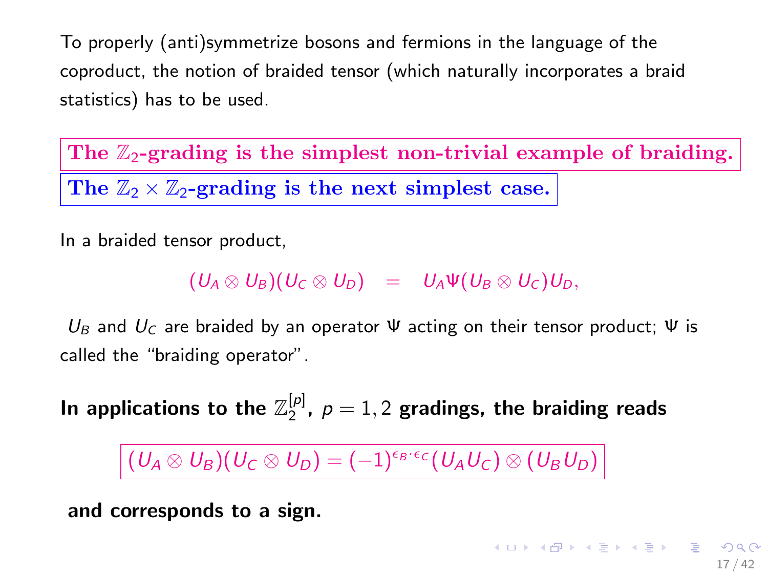To properly (anti)symmetrize bosons and fermions in the language of the coproduct, the notion of braided tensor (which naturally incorporates a braid statistics) has to be used.

**The $\mathbb{Z}_2$-grading is the simplest non-trivial example of braiding.**

**The $\mathbb{Z}_2 \times \mathbb{Z}_2$-grading is the next simplest case.**

In a braided tensor product,

$$(U_A \otimes U_B)(U_C \otimes U_D) \quad = \quad U_A \Psi(U_B \otimes U_C) U_D,$$

$U_B$ and $U_C$ are braided by an operator $\Psi$ acting on their tensor product; $\Psi$ is called the "braiding operator".

**In applications to the $\mathbb{Z}_2^{[p]}$, $p = 1, 2$ gradings, the braiding reads**

$$(U_A \otimes U_B)(U_C \otimes U_D) = (-1)^{\epsilon_B \cdot \epsilon_C} (U_A U_C) \otimes (U_B U_D)$$

**and corresponds to a sign.**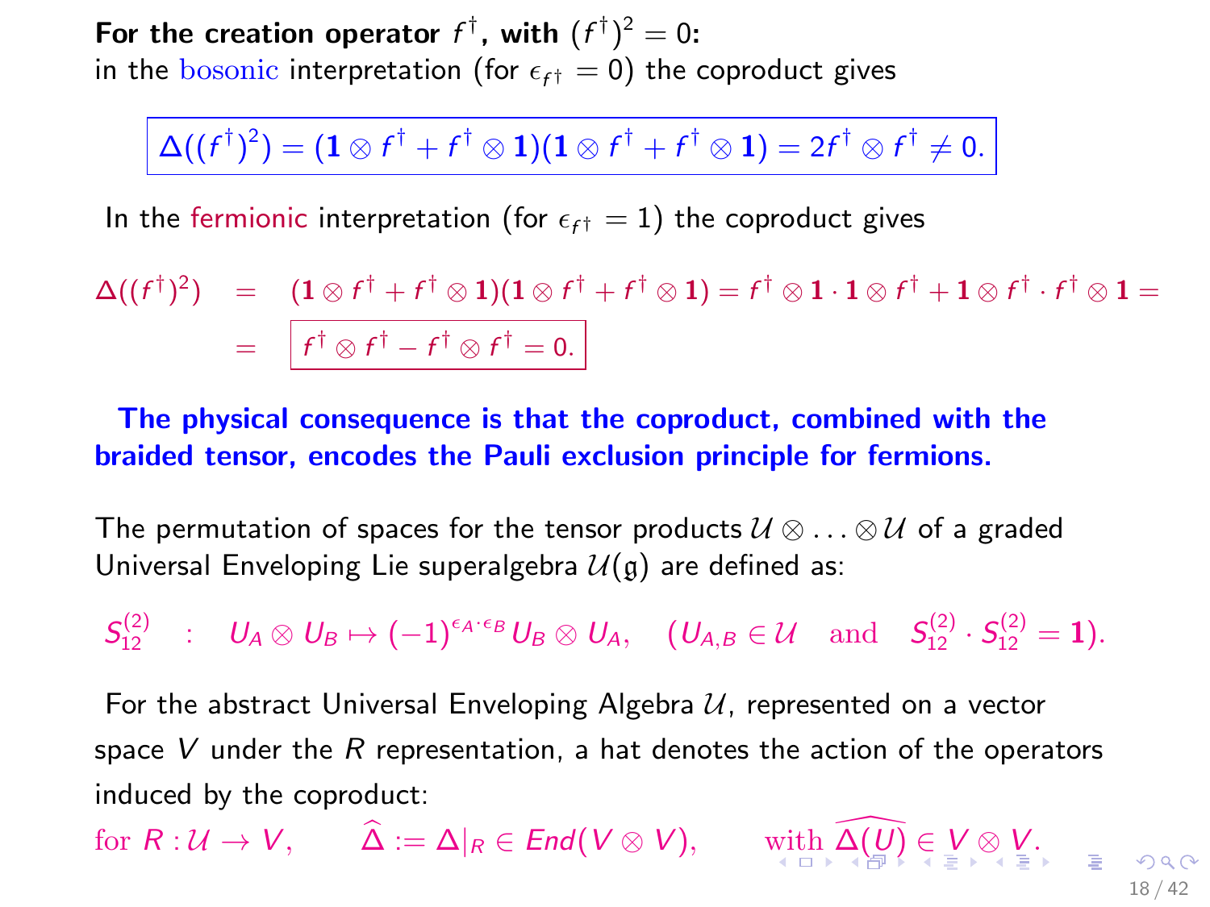**For the creation operator $f^\dagger$, with $(f^\dagger)^2 = 0$:**
in the bosonic interpretation (for $\epsilon_{f^\dagger} = 0$) the coproduct gives

$$\Delta((f^\dagger)^2) = (\mathbf{1} \otimes f^\dagger + f^\dagger \otimes \mathbf{1})(\mathbf{1} \otimes f^\dagger + f^\dagger \otimes \mathbf{1}) = 2 f^\dagger \otimes f^\dagger \neq 0.$$

In the fermionic interpretation (for $\epsilon_{f^\dagger} = 1$) the coproduct gives

$$\begin{aligned}
\Delta((f^\dagger)^2) &= (\mathbf{1} \otimes f^\dagger + f^\dagger \otimes \mathbf{1})(\mathbf{1} \otimes f^\dagger + f^\dagger \otimes \mathbf{1}) = f^\dagger \otimes \mathbf{1} \cdot \mathbf{1} \otimes f^\dagger + \mathbf{1} \otimes f^\dagger \cdot f^\dagger \otimes \mathbf{1} = \\
&= f^\dagger \otimes f^\dagger - f^\dagger \otimes f^\dagger = 0.
\end{aligned}$$

**The physical consequence is that the coproduct, combined with the braided tensor, encodes the Pauli exclusion principle for fermions.**

The permutation of spaces for the tensor products $\mathcal{U} \otimes \ldots \otimes \mathcal{U}$ of a graded Universal Enveloping Lie superalgebra $\mathcal{U}(\mathfrak{g})$ are defined as:

$$S_{12}^{(2)} \quad : \quad U_A \otimes U_B \mapsto (-1)^{\epsilon_A \cdot \epsilon_B} U_B \otimes U_A, \quad (U_{A,B} \in \mathcal{U} \quad \text{and} \quad S_{12}^{(2)} \cdot S_{12}^{(2)} = \mathbf{1}).$$

For the abstract Universal Enveloping Algebra $\mathcal{U}$, represented on a vector space $V$ under the $R$ representation, a hat denotes the action of the operators induced by the coproduct:

for $R : \mathcal{U} \to V$, $\quad \widehat{\Delta} := \Delta|_R \in End(V \otimes V)$, $\quad$ with $\widehat{\Delta(U)} \in V \otimes V$.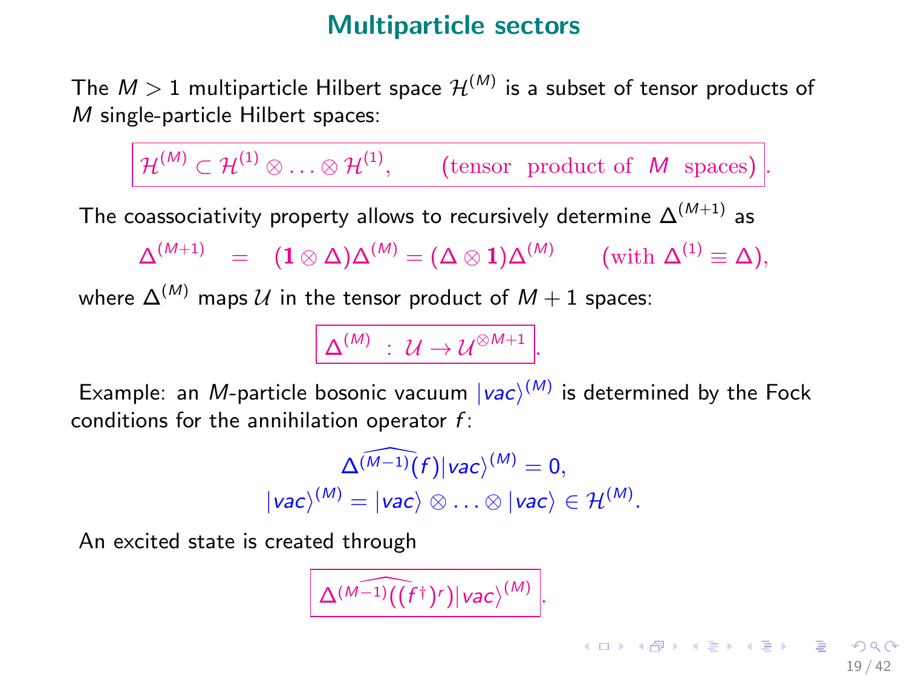# Multiparticle sectors

The $M > 1$ multiparticle Hilbert space $\mathcal{H}^{(M)}$ is a subset of tensor products of $M$ single-particle Hilbert spaces:

$$\boxed{\mathcal{H}^{(M)} \subset \mathcal{H}^{(1)} \otimes \ldots \otimes \mathcal{H}^{(1)}, \qquad (\text{tensor product of } M \text{ spaces})}.$$

The coassociativity property allows to recursively determine $\Delta^{(M+1)}$ as

$$\Delta^{(M+1)} \;=\; (\mathbf{1} \otimes \Delta)\Delta^{(M)} = (\Delta \otimes \mathbf{1})\Delta^{(M)} \qquad (\text{with } \Delta^{(1)} \equiv \Delta),$$

where $\Delta^{(M)}$ maps $\mathcal{U}$ in the tensor product of $M+1$ spaces:

$$\boxed{\Delta^{(M)} \; : \; \mathcal{U} \to \mathcal{U}^{\otimes M+1}}.$$

Example: an $M$-particle bosonic vacuum $|vac\rangle^{(M)}$ is determined by the Fock conditions for the annihilation operator $f$:

$$\Delta^{\widehat{(M-1)}}(f)|vac\rangle^{(M)} = 0,$$
$$|vac\rangle^{(M)} = |vac\rangle \otimes \ldots \otimes |vac\rangle \in \mathcal{H}^{(M)}.$$

An excited state is created through

$$\boxed{\Delta^{\widehat{(M-1)}}((f^\dagger)^r)|vac\rangle^{(M)}}.$$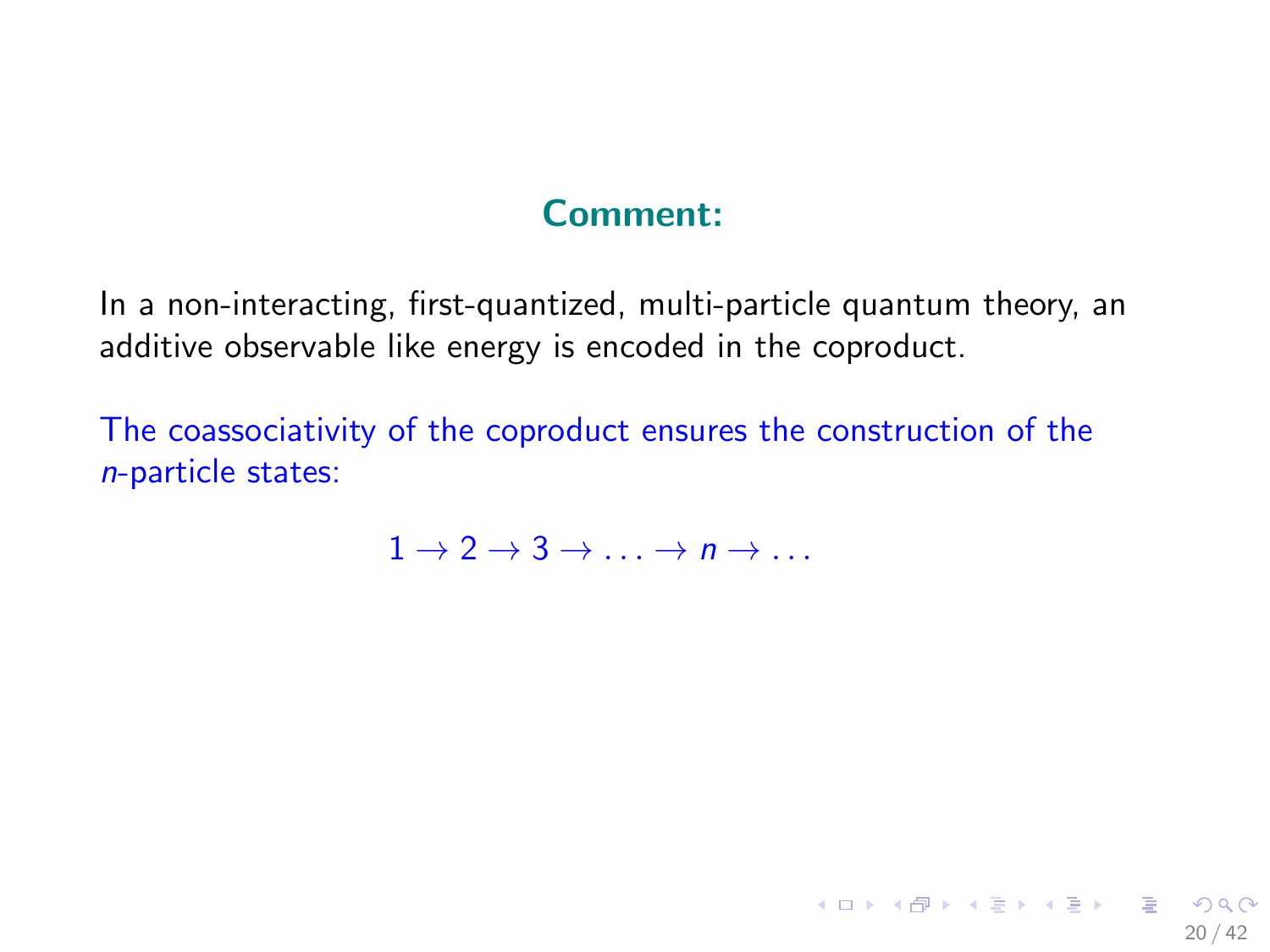## Comment:

In a non-interacting, first-quantized, multi-particle quantum theory, an additive observable like energy is encoded in the coproduct.

The coassociativity of the coproduct ensures the construction of the $n$-particle states:

$$1 \to 2 \to 3 \to \ldots \to n \to \ldots$$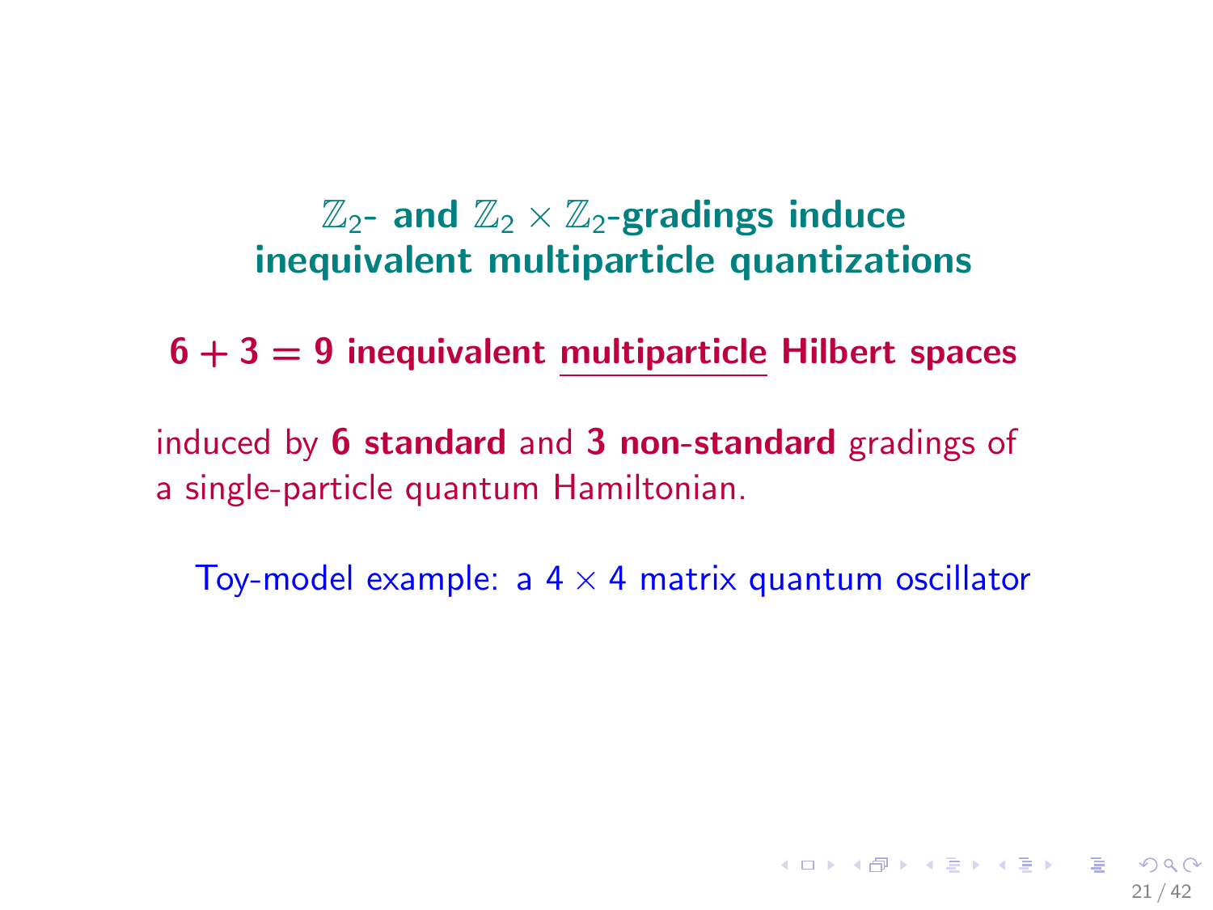## $\mathbb{Z}_2$- and $\mathbb{Z}_2 \times \mathbb{Z}_2$-gradings induce inequivalent multiparticle quantizations

**$6 + 3 = 9$ inequivalent multiparticle Hilbert spaces**

induced by **6 standard** and **3 non-standard** gradings of a single-particle quantum Hamiltonian.

Toy-model example: a $4 \times 4$ matrix quantum oscillator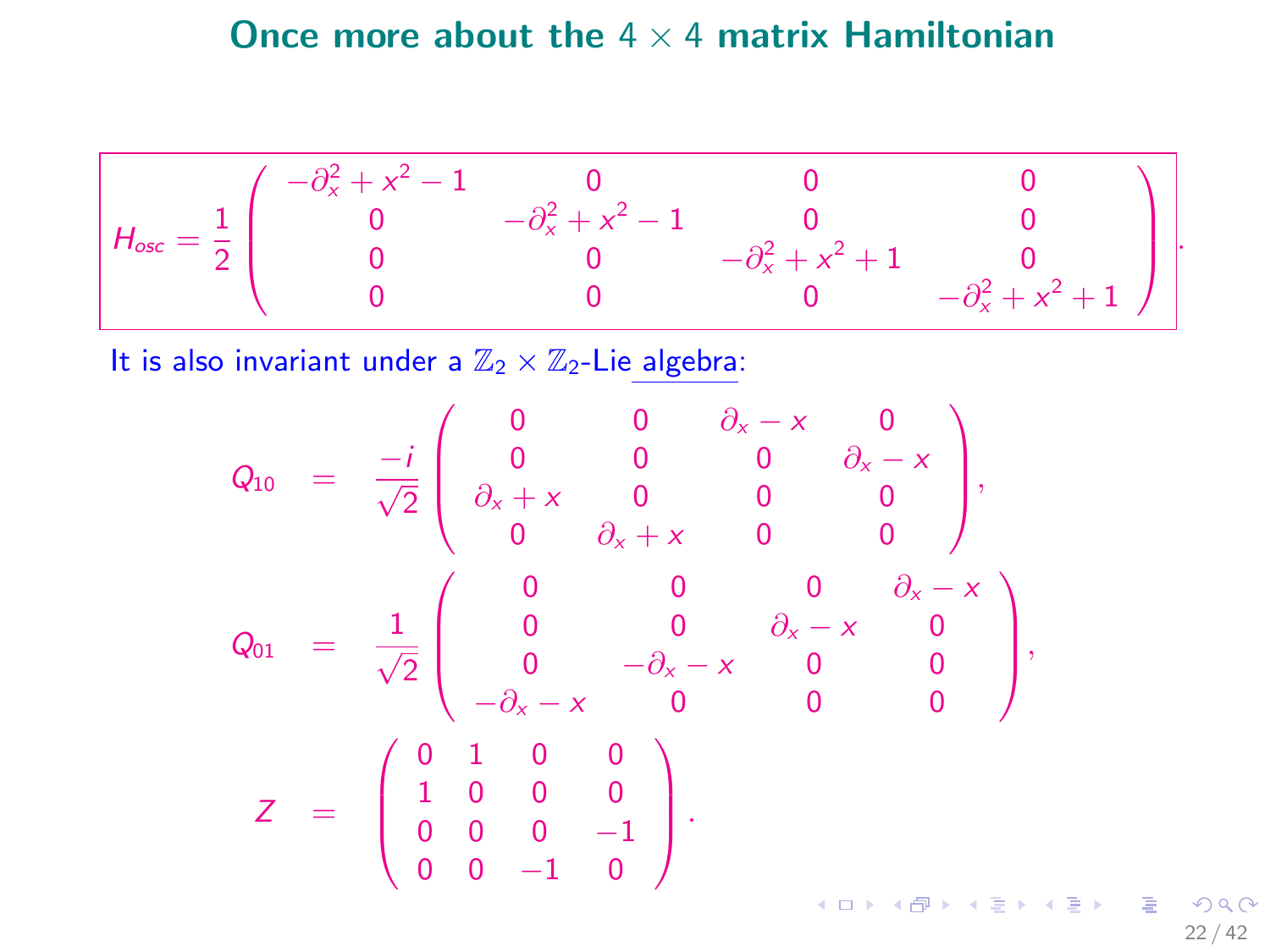# Once more about the $4 \times 4$ matrix Hamiltonian

$$
H_{osc} = \frac{1}{2}\begin{pmatrix} -\partial_x^2 + x^2 - 1 & 0 & 0 & 0 \\ 0 & -\partial_x^2 + x^2 - 1 & 0 & 0 \\ 0 & 0 & -\partial_x^2 + x^2 + 1 & 0 \\ 0 & 0 & 0 & -\partial_x^2 + x^2 + 1 \end{pmatrix}.
$$

It is also invariant under a $\mathbb{Z}_2 \times \mathbb{Z}_2$-Lie algebra:

$$
\begin{aligned}
Q_{10} &= \frac{-i}{\sqrt{2}}\begin{pmatrix} 0 & 0 & \partial_x - x & 0 \\ 0 & 0 & 0 & \partial_x - x \\ \partial_x + x & 0 & 0 & 0 \\ 0 & \partial_x + x & 0 & 0 \end{pmatrix}, \\
Q_{01} &= \frac{1}{\sqrt{2}}\begin{pmatrix} 0 & 0 & 0 & \partial_x - x \\ 0 & 0 & \partial_x - x & 0 \\ 0 & -\partial_x - x & 0 & 0 \\ -\partial_x - x & 0 & 0 & 0 \end{pmatrix}, \\
Z &= \begin{pmatrix} 0 & 1 & 0 & 0 \\ 1 & 0 & 0 & 0 \\ 0 & 0 & 0 & -1 \\ 0 & 0 & -1 & 0 \end{pmatrix}.
\end{aligned}
$$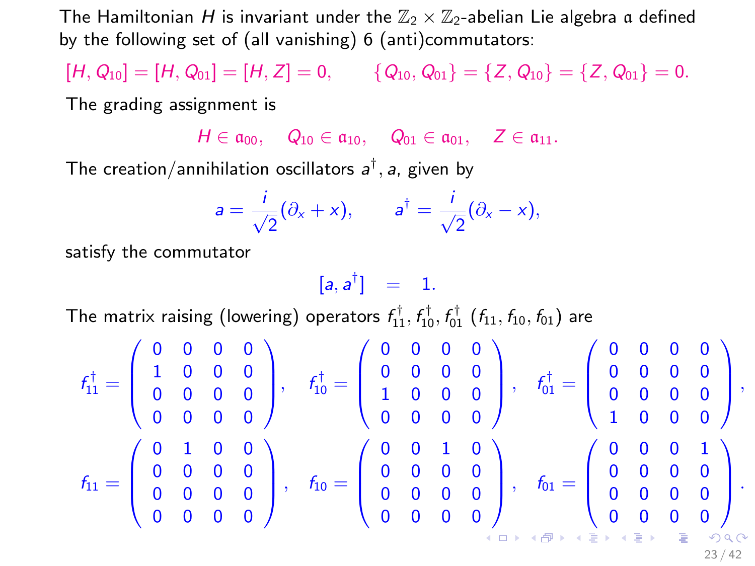The Hamiltonian $H$ is invariant under the $\mathbb{Z}_2 \times \mathbb{Z}_2$-abelian Lie algebra $\mathfrak{a}$ defined by the following set of (all vanishing) 6 (anti)commutators:

$$[H, Q_{10}] = [H, Q_{01}] = [H, Z] = 0, \qquad \{Q_{10}, Q_{01}\} = \{Z, Q_{10}\} = \{Z, Q_{01}\} = 0.$$

The grading assignment is

$$H \in \mathfrak{a}_{00}, \quad Q_{10} \in \mathfrak{a}_{10}, \quad Q_{01} \in \mathfrak{a}_{01}, \quad Z \in \mathfrak{a}_{11}.$$

The creation/annihilation oscillators $a^\dagger, a$, given by

$$a = \frac{i}{\sqrt{2}}(\partial_x + x), \qquad a^\dagger = \frac{i}{\sqrt{2}}(\partial_x - x),$$

satisfy the commutator

$$[a, a^\dagger] \ = \ 1.$$

The matrix raising (lowering) operators $f_{11}^\dagger, f_{10}^\dagger, f_{01}^\dagger$ ($f_{11}, f_{10}, f_{01}$) are

$$f_{11}^\dagger = \begin{pmatrix} 0 & 0 & 0 & 0 \\ 1 & 0 & 0 & 0 \\ 0 & 0 & 0 & 0 \\ 0 & 0 & 0 & 0 \end{pmatrix}, \quad f_{10}^\dagger = \begin{pmatrix} 0 & 0 & 0 & 0 \\ 0 & 0 & 0 & 0 \\ 1 & 0 & 0 & 0 \\ 0 & 0 & 0 & 0 \end{pmatrix}, \quad f_{01}^\dagger = \begin{pmatrix} 0 & 0 & 0 & 0 \\ 0 & 0 & 0 & 0 \\ 0 & 0 & 0 & 0 \\ 1 & 0 & 0 & 0 \end{pmatrix},$$

$$f_{11} = \begin{pmatrix} 0 & 1 & 0 & 0 \\ 0 & 0 & 0 & 0 \\ 0 & 0 & 0 & 0 \\ 0 & 0 & 0 & 0 \end{pmatrix}, \quad f_{10} = \begin{pmatrix} 0 & 0 & 1 & 0 \\ 0 & 0 & 0 & 0 \\ 0 & 0 & 0 & 0 \\ 0 & 0 & 0 & 0 \end{pmatrix}, \quad f_{01} = \begin{pmatrix} 0 & 0 & 0 & 1 \\ 0 & 0 & 0 & 0 \\ 0 & 0 & 0 & 0 \\ 0 & 0 & 0 & 0 \end{pmatrix}.$$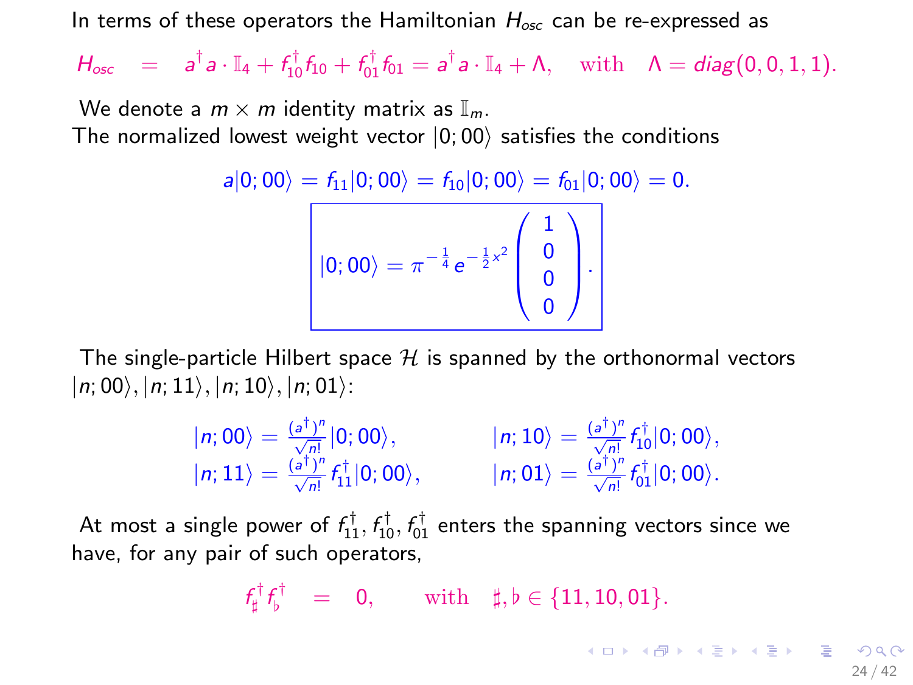In terms of these operators the Hamiltonian $H_{osc}$ can be re-expressed as

$$H_{osc} \quad = \quad a^\dagger a \cdot \mathbb{I}_4 + f_{10}^\dagger f_{10} + f_{01}^\dagger f_{01} = a^\dagger a \cdot \mathbb{I}_4 + \Lambda, \quad \text{with} \quad \Lambda = diag(0,0,1,1).$$

We denote a $m \times m$ identity matrix as $\mathbb{I}_m$.

The normalized lowest weight vector $|0;00\rangle$ satisfies the conditions

$$a|0;00\rangle = f_{11}|0;00\rangle = f_{10}|0;00\rangle = f_{01}|0;00\rangle = 0.$$

$$\boxed{|0;00\rangle = \pi^{-\frac{1}{4}} e^{-\frac{1}{2}x^2} \begin{pmatrix} 1 \\ 0 \\ 0 \\ 0 \end{pmatrix}.}$$

The single-particle Hilbert space $\mathcal{H}$ is spanned by the orthonormal vectors $|n;00\rangle, |n;11\rangle, |n;10\rangle, |n;01\rangle$:

$$|n;00\rangle = \frac{(a^\dagger)^n}{\sqrt{n!}}|0;00\rangle, \qquad |n;10\rangle = \frac{(a^\dagger)^n}{\sqrt{n!}} f_{10}^\dagger|0;00\rangle,$$
$$|n;11\rangle = \frac{(a^\dagger)^n}{\sqrt{n!}} f_{11}^\dagger|0;00\rangle, \qquad |n;01\rangle = \frac{(a^\dagger)^n}{\sqrt{n!}} f_{01}^\dagger|0;00\rangle.$$

At most a single power of $f_{11}^\dagger, f_{10}^\dagger, f_{01}^\dagger$ enters the spanning vectors since we have, for any pair of such operators,

$$f_\sharp^\dagger f_\flat^\dagger \quad = \quad 0, \qquad \text{with} \quad \sharp, \flat \in \{11, 10, 01\}.$$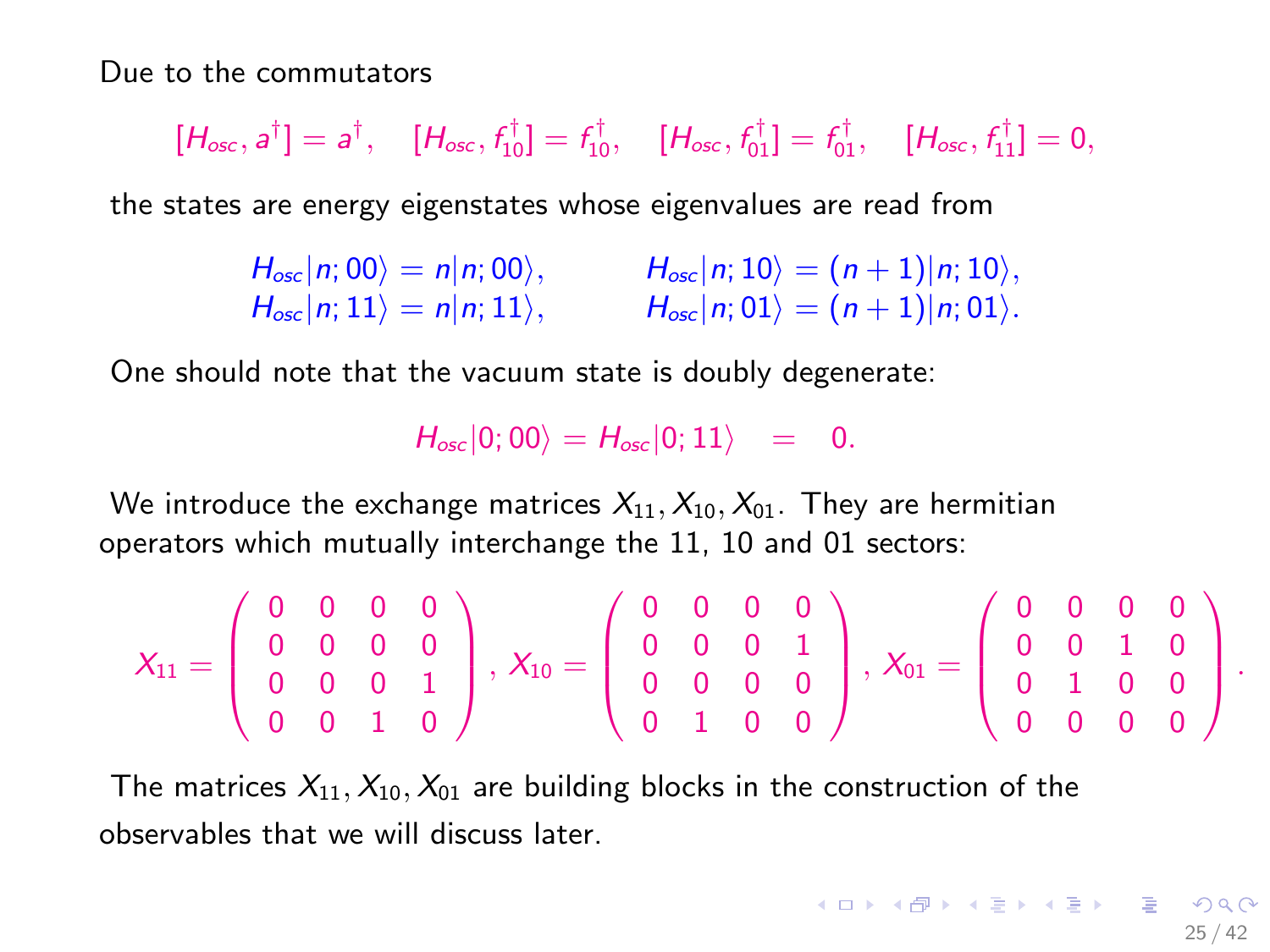Due to the commutators

$$[H_{osc}, a^\dagger] = a^\dagger, \quad [H_{osc}, f_{10}^\dagger] = f_{10}^\dagger, \quad [H_{osc}, f_{01}^\dagger] = f_{01}^\dagger, \quad [H_{osc}, f_{11}^\dagger] = 0,$$

the states are energy eigenstates whose eigenvalues are read from

$$\begin{array}{ll} H_{osc}|n;00\rangle = n|n;00\rangle, & H_{osc}|n;10\rangle = (n+1)|n;10\rangle, \\ H_{osc}|n;11\rangle = n|n;11\rangle, & H_{osc}|n;01\rangle = (n+1)|n;01\rangle. \end{array}$$

One should note that the vacuum state is doubly degenerate:

$$H_{osc}|0;00\rangle = H_{osc}|0;11\rangle \quad = \quad 0.$$

We introduce the exchange matrices $X_{11}, X_{10}, X_{01}$. They are hermitian operators which mutually interchange the 11, 10 and 01 sectors:

$$X_{11} = \begin{pmatrix} 0 & 0 & 0 & 0 \\ 0 & 0 & 0 & 0 \\ 0 & 0 & 0 & 1 \\ 0 & 0 & 1 & 0 \end{pmatrix}, X_{10} = \begin{pmatrix} 0 & 0 & 0 & 0 \\ 0 & 0 & 0 & 1 \\ 0 & 0 & 0 & 0 \\ 0 & 1 & 0 & 0 \end{pmatrix}, X_{01} = \begin{pmatrix} 0 & 0 & 0 & 0 \\ 0 & 0 & 1 & 0 \\ 0 & 1 & 0 & 0 \\ 0 & 0 & 0 & 0 \end{pmatrix}.$$

The matrices $X_{11}, X_{10}, X_{01}$ are building blocks in the construction of the observables that we will discuss later.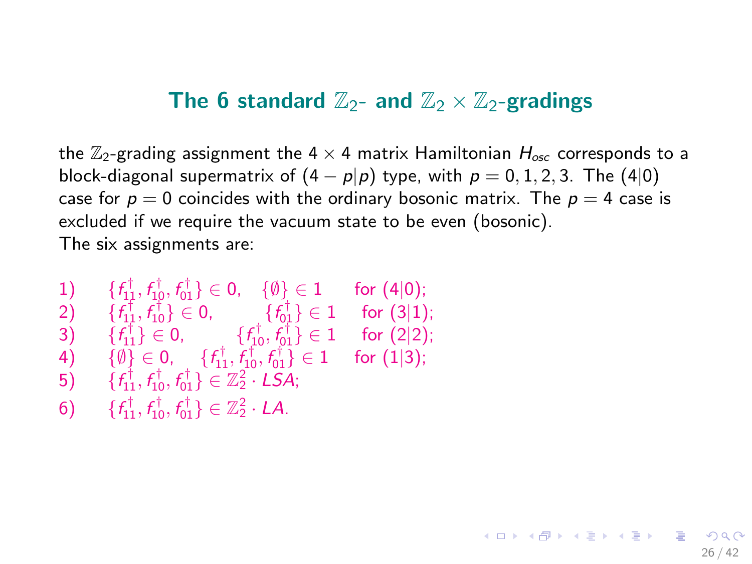## The 6 standard $\mathbb{Z}_2$- and $\mathbb{Z}_2 \times \mathbb{Z}_2$-gradings

the $\mathbb{Z}_2$-grading assignment the $4 \times 4$ matrix Hamiltonian $H_{osc}$ corresponds to a block-diagonal supermatrix of $(4-p|p)$ type, with $p = 0, 1, 2, 3$. The $(4|0)$ case for $p = 0$ coincides with the ordinary bosonic matrix. The $p = 4$ case is excluded if we require the vacuum state to be even (bosonic).
The six assignments are:

1) $\{f_{11}^\dagger, f_{10}^\dagger, f_{01}^\dagger\} \in 0, \quad \{\emptyset\} \in 1 \quad$ for $(4|0)$;
2) $\{f_{11}^\dagger, f_{10}^\dagger\} \in 0, \quad \{f_{01}^\dagger\} \in 1 \quad$ for $(3|1)$;
3) $\{f_{11}^\dagger\} \in 0, \quad \{f_{10}^\dagger, f_{01}^\dagger\} \in 1 \quad$ for $(2|2)$;
4) $\{\emptyset\} \in 0, \quad \{f_{11}^\dagger, f_{10}^\dagger, f_{01}^\dagger\} \in 1 \quad$ for $(1|3)$;
5) $\{f_{11}^\dagger, f_{10}^\dagger, f_{01}^\dagger\} \in \mathbb{Z}_2^2 \cdot LSA$;
6) $\{f_{11}^\dagger, f_{10}^\dagger, f_{01}^\dagger\} \in \mathbb{Z}_2^2 \cdot LA$.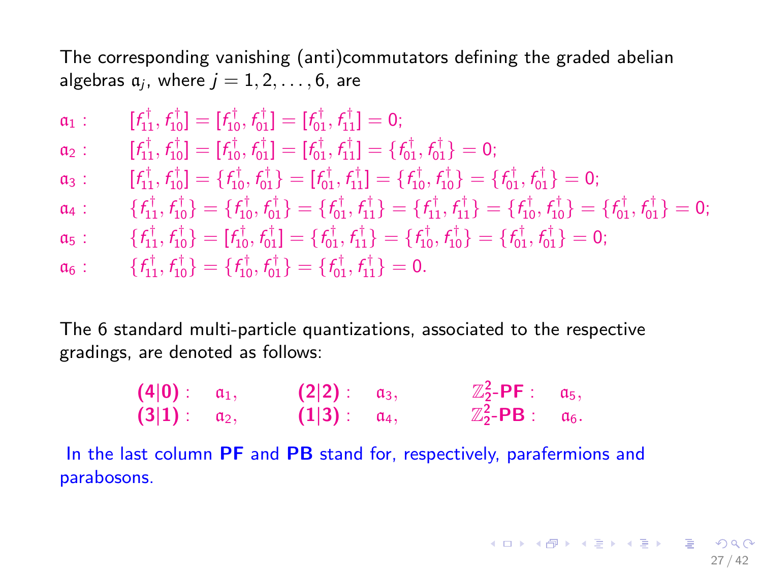The corresponding vanishing (anti)commutators defining the graded abelian algebras $\mathfrak{a}_j$, where $j = 1, 2, \ldots, 6$, are

$$
\begin{array}{ll}
\mathfrak{a}_1: & [f_{11}^\dagger, f_{10}^\dagger] = [f_{10}^\dagger, f_{01}^\dagger] = [f_{01}^\dagger, f_{11}^\dagger] = 0; \\
\mathfrak{a}_2: & [f_{11}^\dagger, f_{10}^\dagger] = [f_{10}^\dagger, f_{01}^\dagger] = [f_{01}^\dagger, f_{11}^\dagger] = \{f_{01}^\dagger, f_{01}^\dagger\} = 0; \\
\mathfrak{a}_3: & [f_{11}^\dagger, f_{10}^\dagger] = \{f_{10}^\dagger, f_{01}^\dagger\} = [f_{01}^\dagger, f_{11}^\dagger] = \{f_{10}^\dagger, f_{10}^\dagger\} = \{f_{01}^\dagger, f_{01}^\dagger\} = 0; \\
\mathfrak{a}_4: & \{f_{11}^\dagger, f_{10}^\dagger\} = \{f_{10}^\dagger, f_{01}^\dagger\} = \{f_{01}^\dagger, f_{11}^\dagger\} = \{f_{11}^\dagger, f_{11}^\dagger\} = \{f_{10}^\dagger, f_{10}^\dagger\} = \{f_{01}^\dagger, f_{01}^\dagger\} = 0; \\
\mathfrak{a}_5: & \{f_{11}^\dagger, f_{10}^\dagger\} = [f_{10}^\dagger, f_{01}^\dagger] = \{f_{01}^\dagger, f_{11}^\dagger\} = \{f_{10}^\dagger, f_{10}^\dagger\} = \{f_{01}^\dagger, f_{01}^\dagger\} = 0; \\
\mathfrak{a}_6: & \{f_{11}^\dagger, f_{10}^\dagger\} = \{f_{10}^\dagger, f_{01}^\dagger\} = \{f_{01}^\dagger, f_{11}^\dagger\} = 0.
\end{array}
$$

The 6 standard multi-particle quantizations, associated to the respective gradings, are denoted as follows:

$$
\begin{array}{llllll}
\mathbf{(4|0)}: & \mathfrak{a}_1, & \mathbf{(2|2)}: & \mathfrak{a}_3, & \mathbb{Z}_2^2\text{-}\mathbf{PF}: & \mathfrak{a}_5, \\
\mathbf{(3|1)}: & \mathfrak{a}_2, & \mathbf{(1|3)}: & \mathfrak{a}_4, & \mathbb{Z}_2^2\text{-}\mathbf{PB}: & \mathfrak{a}_6.
\end{array}
$$

In the last column **PF** and **PB** stand for, respectively, parafermions and parabosons.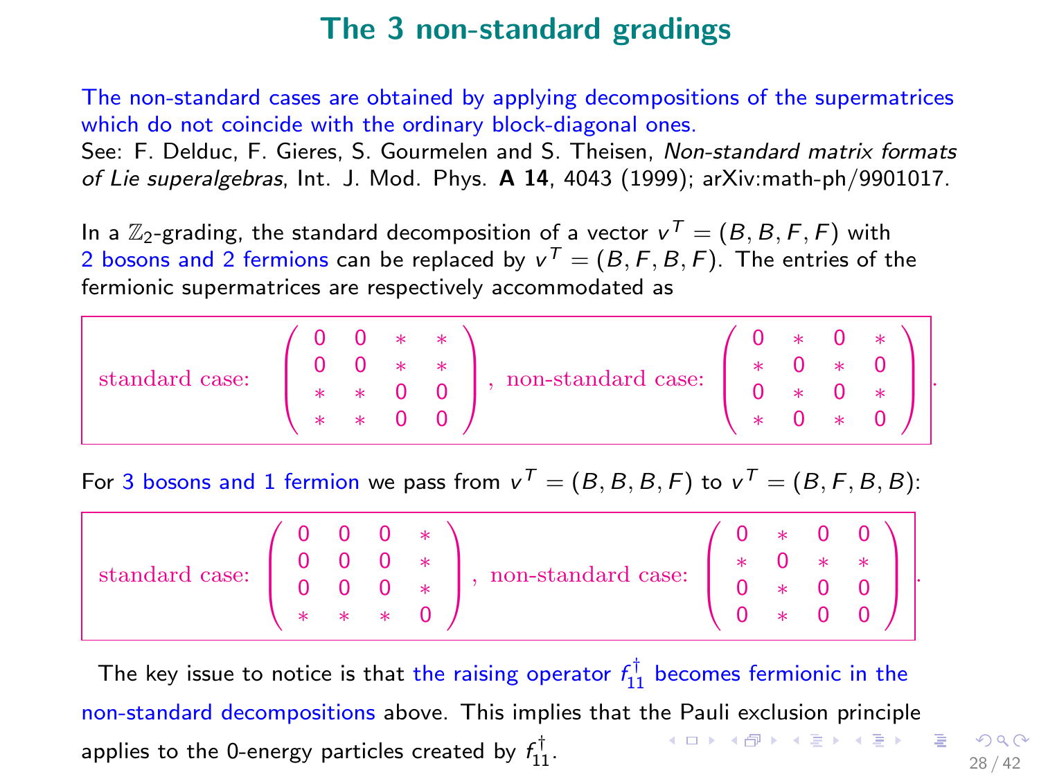# The 3 non-standard gradings

The non-standard cases are obtained by applying decompositions of the supermatrices which do not coincide with the ordinary block-diagonal ones.
See: F. Delduc, F. Gieres, S. Gourmelen and S. Theisen, *Non-standard matrix formats of Lie superalgebras*, Int. J. Mod. Phys. **A 14**, 4043 (1999); arXiv:math-ph/9901017.

In a $\mathbb{Z}_2$-grading, the standard decomposition of a vector $v^T = (B, B, F, F)$ with 2 bosons and 2 fermions can be replaced by $v^T = (B, F, B, F)$. The entries of the fermionic supermatrices are respectively accommodated as

$$\text{standard case:} \quad \begin{pmatrix} 0 & 0 & * & * \\ 0 & 0 & * & * \\ * & * & 0 & 0 \\ * & * & 0 & 0 \end{pmatrix}, \quad \text{non-standard case:} \quad \begin{pmatrix} 0 & * & 0 & * \\ * & 0 & * & 0 \\ 0 & * & 0 & * \\ * & 0 & * & 0 \end{pmatrix}.$$

For 3 bosons and 1 fermion we pass from $v^T = (B, B, B, F)$ to $v^T = (B, F, B, B)$:

$$\text{standard case:} \quad \begin{pmatrix} 0 & 0 & 0 & * \\ 0 & 0 & 0 & * \\ 0 & 0 & 0 & * \\ * & * & * & 0 \end{pmatrix}, \quad \text{non-standard case:} \quad \begin{pmatrix} 0 & * & 0 & 0 \\ * & 0 & * & * \\ 0 & * & 0 & 0 \\ 0 & * & 0 & 0 \end{pmatrix}.$$

The key issue to notice is that the raising operator $f_{11}^\dagger$ becomes fermionic in the non-standard decompositions above. This implies that the Pauli exclusion principle applies to the 0-energy particles created by $f_{11}^\dagger$.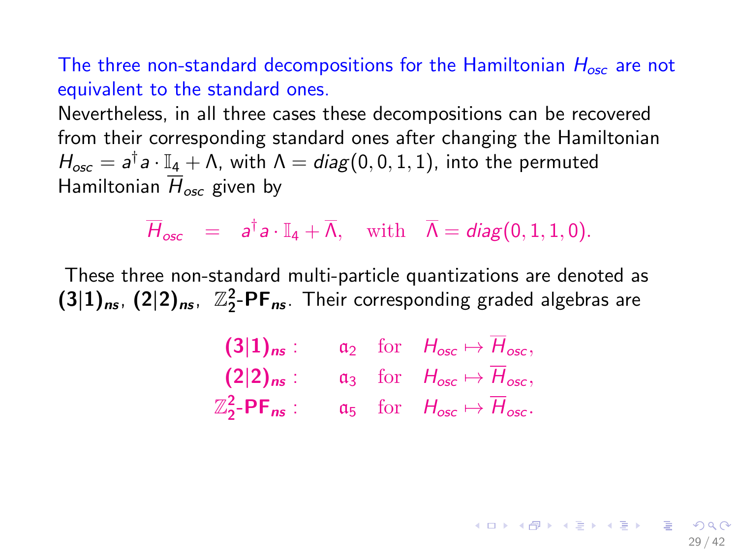The three non-standard decompositions for the Hamiltonian $H_{osc}$ are not equivalent to the standard ones.

Nevertheless, in all three cases these decompositions can be recovered from their corresponding standard ones after changing the Hamiltonian $H_{osc} = a^\dagger a \cdot \mathbb{I}_4 + \Lambda$, with $\Lambda = diag(0,0,1,1)$, into the permuted Hamiltonian $\overline{H}_{osc}$ given by

$$\overline{H}_{osc} \quad = \quad a^\dagger a \cdot \mathbb{I}_4 + \overline{\Lambda}, \quad \text{with} \quad \overline{\Lambda} = diag(0,1,1,0).$$

These three non-standard multi-particle quantizations are denoted as $\mathbf{(3|1)}_{ns}$, $\mathbf{(2|2)}_{ns}$, $\mathbb{Z}_2^2$-$\mathbf{PF}_{ns}$. Their corresponding graded algebras are

$$\begin{array}{rlll}
\mathbf{(3|1)}_{ns}: & \mathfrak{a}_2 & \text{for} & H_{osc} \mapsto \overline{H}_{osc}, \\
\mathbf{(2|2)}_{ns}: & \mathfrak{a}_3 & \text{for} & H_{osc} \mapsto \overline{H}_{osc}, \\
\mathbb{Z}_2^2\text{-}\mathbf{PF}_{ns}: & \mathfrak{a}_5 & \text{for} & H_{osc} \mapsto \overline{H}_{osc}.
\end{array}$$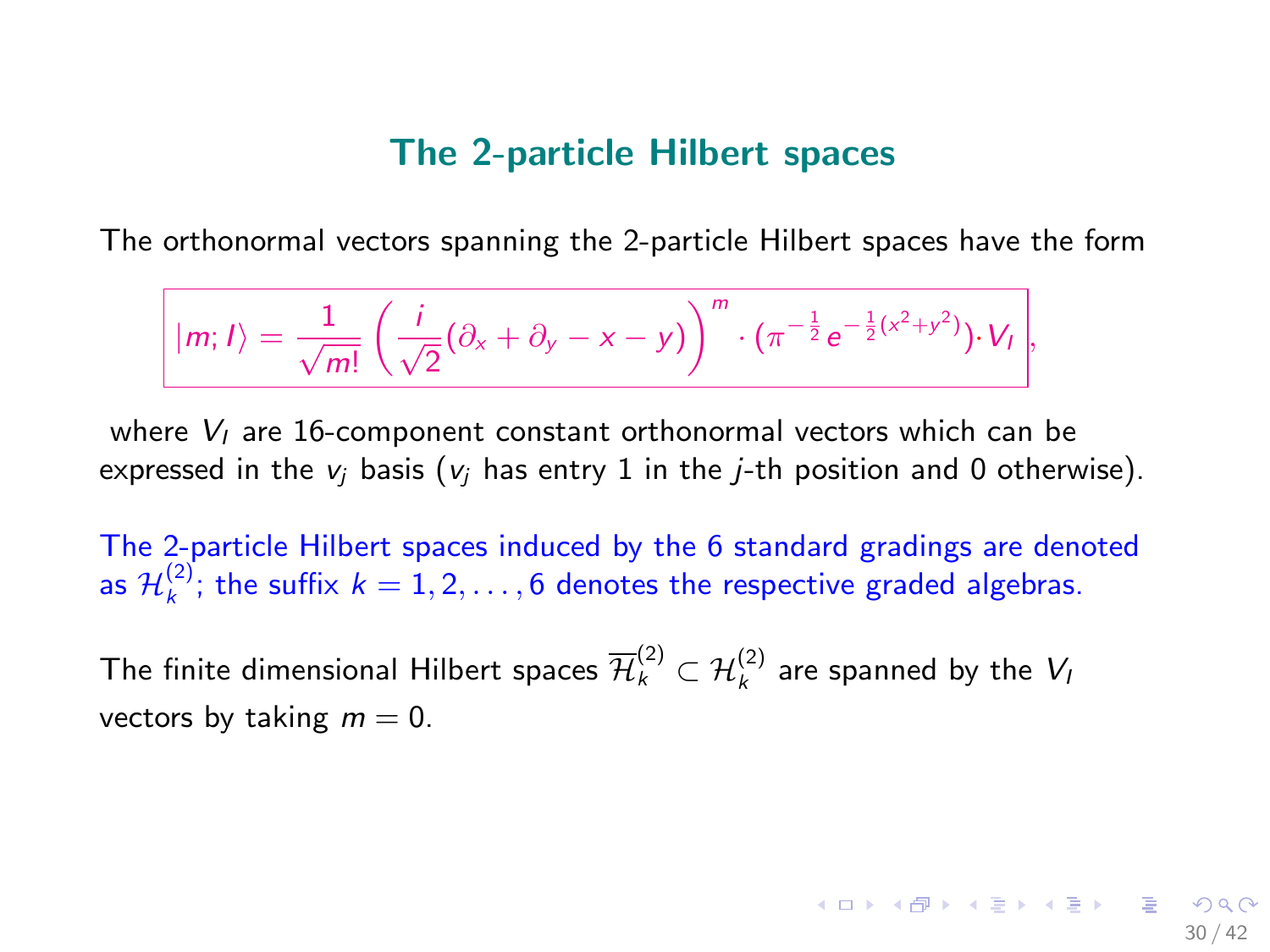## The 2-particle Hilbert spaces

The orthonormal vectors spanning the 2-particle Hilbert spaces have the form

$$\boxed{|m; I\rangle = \frac{1}{\sqrt{m!}}\left(\frac{i}{\sqrt{2}}(\partial_x + \partial_y - x - y)\right)^m \cdot (\pi^{-\frac{1}{2}} e^{-\frac{1}{2}(x^2+y^2)}) \cdot V_I},$$

where $V_I$ are 16-component constant orthonormal vectors which can be expressed in the $v_j$ basis ($v_j$ has entry 1 in the $j$-th position and 0 otherwise).

The 2-particle Hilbert spaces induced by the 6 standard gradings are denoted as $\mathcal{H}_k^{(2)}$; the suffix $k = 1, 2, \ldots, 6$ denotes the respective graded algebras.

The finite dimensional Hilbert spaces $\overline{\mathcal{H}}_k^{(2)} \subset \mathcal{H}_k^{(2)}$ are spanned by the $V_I$ vectors by taking $m = 0$.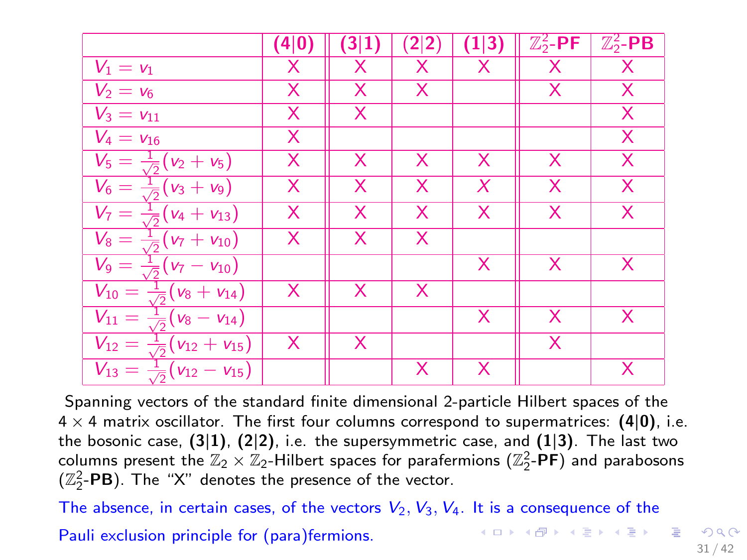| | (4\|0) | (3\|1) | (2\|2) | (1\|3) | $\mathbb{Z}_2^2$-PF | $\mathbb{Z}_2^2$-PB |
|---|---|---|---|---|---|---|
| $V_1 = v_1$ | X | X | X | X | X | X |
| $V_2 = v_6$ | X | X | X | | X | X |
| $V_3 = v_{11}$ | X | X | | | | X |
| $V_4 = v_{16}$ | X | | | | | X |
| $V_5 = \frac{1}{\sqrt{2}}(v_2 + v_5)$ | X | X | X | X | X | X |
| $V_6 = \frac{1}{\sqrt{2}}(v_3 + v_9)$ | X | X | X | X | X | X |
| $V_7 = \frac{1}{\sqrt{2}}(v_4 + v_{13})$ | X | X | X | X | X | X |
| $V_8 = \frac{1}{\sqrt{2}}(v_7 + v_{10})$ | X | X | X | | | |
| $V_9 = \frac{1}{\sqrt{2}}(v_7 - v_{10})$ | | | | X | X | X |
| $V_{10} = \frac{1}{\sqrt{2}}(v_8 + v_{14})$ | X | X | X | | | |
| $V_{11} = \frac{1}{\sqrt{2}}(v_8 - v_{14})$ | | | | X | X | X |
| $V_{12} = \frac{1}{\sqrt{2}}(v_{12} + v_{15})$ | X | X | | | X | |
| $V_{13} = \frac{1}{\sqrt{2}}(v_{12} - v_{15})$ | | | X | X | | X |

Spanning vectors of the standard finite dimensional 2-particle Hilbert spaces of the $4 \times 4$ matrix oscillator. The first four columns correspond to supermatrices: **(4|0)**, i.e. the bosonic case, **(3|1)**, **(2|2)**, i.e. the supersymmetric case, and **(1|3)**. The last two columns present the $\mathbb{Z}_2 \times \mathbb{Z}_2$-Hilbert spaces for parafermions ($\mathbb{Z}_2^2$-**PF**) and parabosons ($\mathbb{Z}_2^2$-**PB**). The "X" denotes the presence of the vector.

The absence, in certain cases, of the vectors $V_2, V_3, V_4$. It is a consequence of the Pauli exclusion principle for (para)fermions.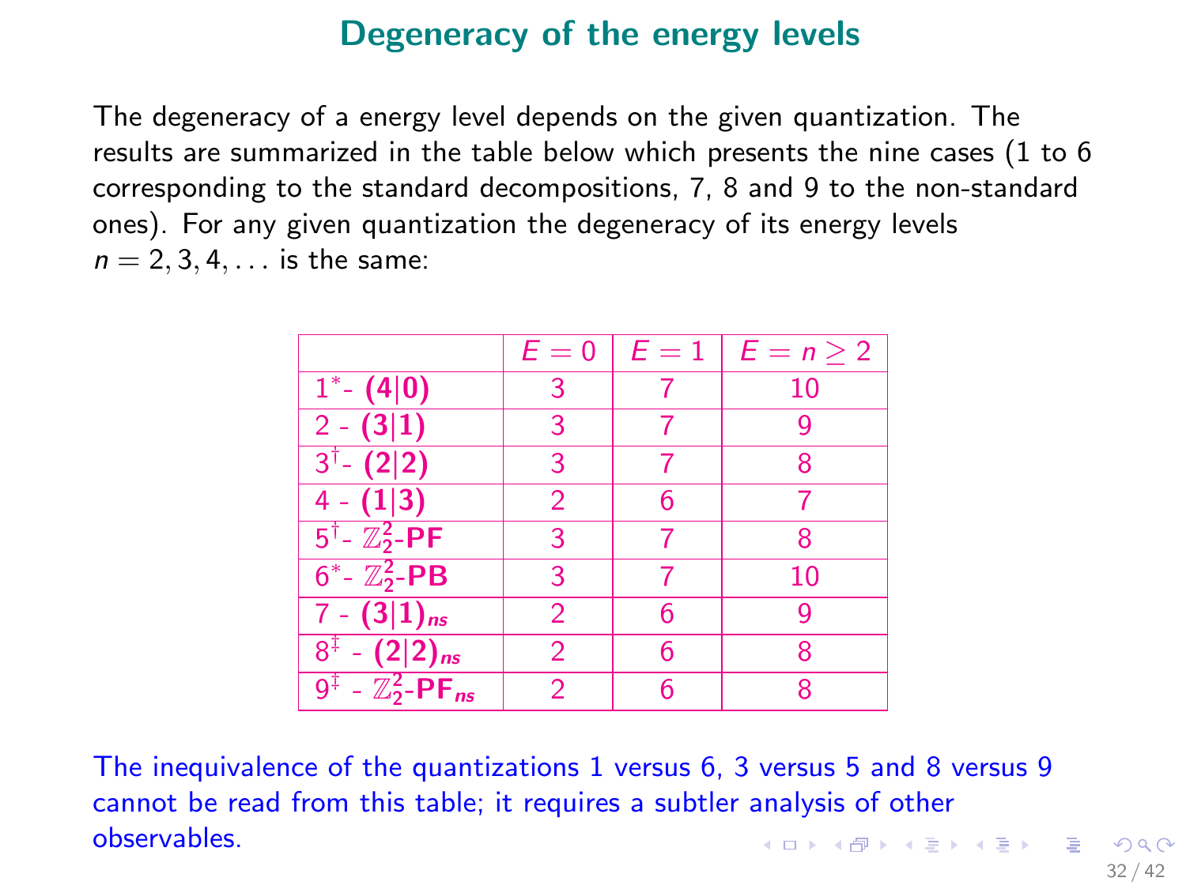# Degeneracy of the energy levels

The degeneracy of a energy level depends on the given quantization. The results are summarized in the table below which presents the nine cases (1 to 6 corresponding to the standard decompositions, 7, 8 and 9 to the non-standard ones). For any given quantization the degeneracy of its energy levels $n = 2, 3, 4, \ldots$ is the same:

| | $E = 0$ | $E = 1$ | $E = n \geq 2$ |
|---|---|---|---|
| $1^*$- **(4\|0)** | 3 | 7 | 10 |
| 2 - **(3\|1)** | 3 | 7 | 9 |
| $3^\dagger$- **(2\|2)** | 3 | 7 | 8 |
| 4 - **(1\|3)** | 2 | 6 | 7 |
| $5^\dagger$- $\mathbb{Z}_2^2$-**PF** | 3 | 7 | 8 |
| $6^*$- $\mathbb{Z}_2^2$-**PB** | 3 | 7 | 10 |
| 7 - **(3\|1)**$_{ns}$ | 2 | 6 | 9 |
| $8^\ddagger$ - **(2\|2)**$_{ns}$ | 2 | 6 | 8 |
| $9^\ddagger$ - $\mathbb{Z}_2^2$-**PF**$_{ns}$ | 2 | 6 | 8 |

The inequivalence of the quantizations 1 versus 6, 3 versus 5 and 8 versus 9 cannot be read from this table; it requires a subtler analysis of other observables.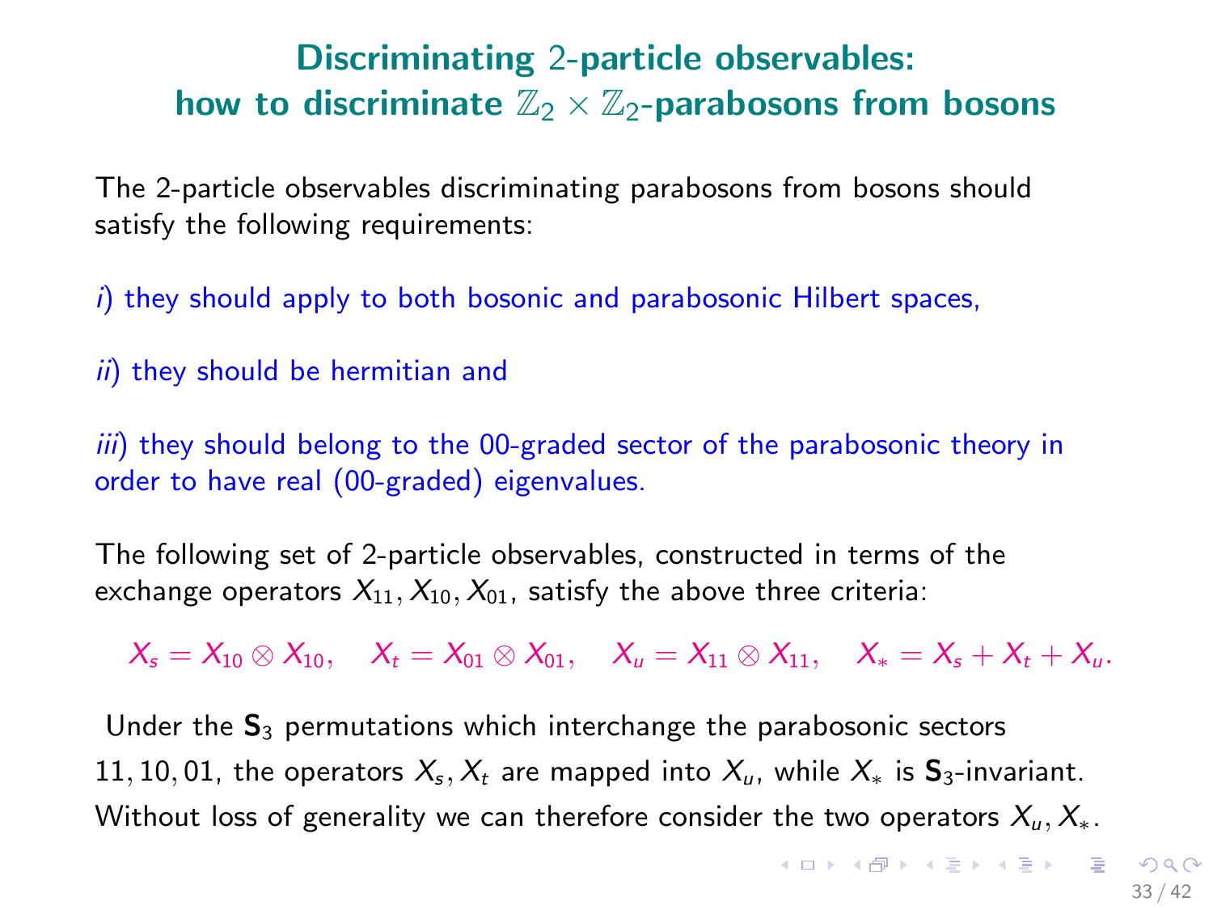# Discriminating 2-particle observables: how to discriminate $\mathbb{Z}_2 \times \mathbb{Z}_2$-parabosons from bosons

The 2-particle observables discriminating parabosons from bosons should satisfy the following requirements:

*i*) they should apply to both bosonic and parabosonic Hilbert spaces,

*ii*) they should be hermitian and

*iii*) they should belong to the 00-graded sector of the parabosonic theory in order to have real (00-graded) eigenvalues.

The following set of 2-particle observables, constructed in terms of the exchange operators $X_{11}, X_{10}, X_{01}$, satisfy the above three criteria:

$$X_s = X_{10} \otimes X_{10}, \quad X_t = X_{01} \otimes X_{01}, \quad X_u = X_{11} \otimes X_{11}, \quad X_* = X_s + X_t + X_u.$$

Under the $\mathbf{S}_3$ permutations which interchange the parabosonic sectors $11, 10, 01$, the operators $X_s, X_t$ are mapped into $X_u$, while $X_*$ is $\mathbf{S}_3$-invariant. Without loss of generality we can therefore consider the two operators $X_u, X_*$.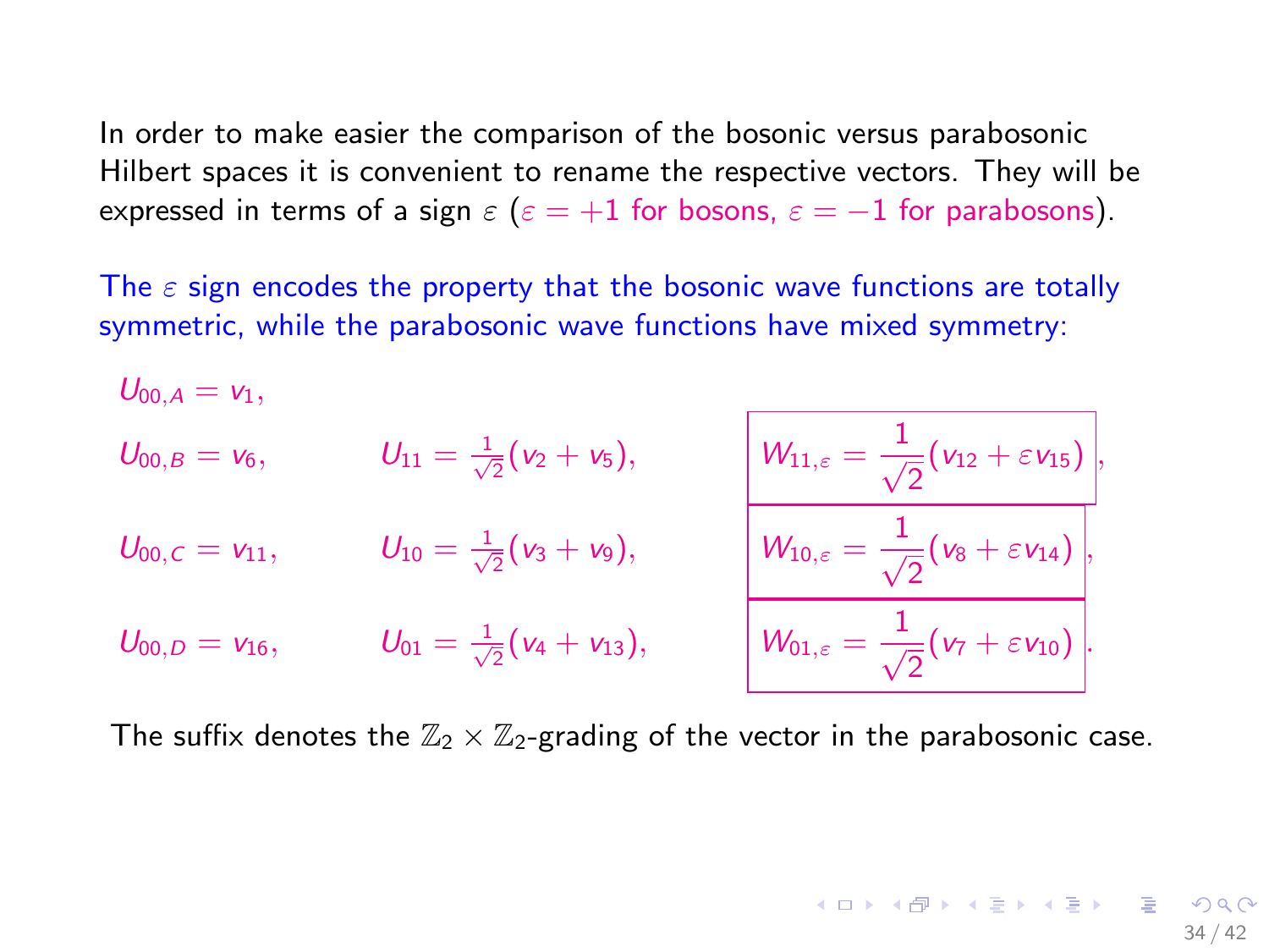In order to make easier the comparison of the bosonic versus parabosonic Hilbert spaces it is convenient to rename the respective vectors. They will be expressed in terms of a sign $\varepsilon$ ($\varepsilon = +1$ for bosons, $\varepsilon = -1$ for parabosons).

The $\varepsilon$ sign encodes the property that the bosonic wave functions are totally symmetric, while the parabosonic wave functions have mixed symmetry:

$$U_{00,A} = v_1,$$

$$U_{00,B} = v_6, \qquad U_{11} = \frac{1}{\sqrt{2}}(v_2 + v_5), \qquad \boxed{W_{11,\varepsilon} = \frac{1}{\sqrt{2}}(v_{12} + \varepsilon v_{15})},$$

$$U_{00,C} = v_{11}, \qquad U_{10} = \frac{1}{\sqrt{2}}(v_3 + v_9), \qquad \boxed{W_{10,\varepsilon} = \frac{1}{\sqrt{2}}(v_8 + \varepsilon v_{14})},$$

$$U_{00,D} = v_{16}, \qquad U_{01} = \frac{1}{\sqrt{2}}(v_4 + v_{13}), \qquad \boxed{W_{01,\varepsilon} = \frac{1}{\sqrt{2}}(v_7 + \varepsilon v_{10})}.$$

The suffix denotes the $\mathbb{Z}_2 \times \mathbb{Z}_2$-grading of the vector in the parabosonic case.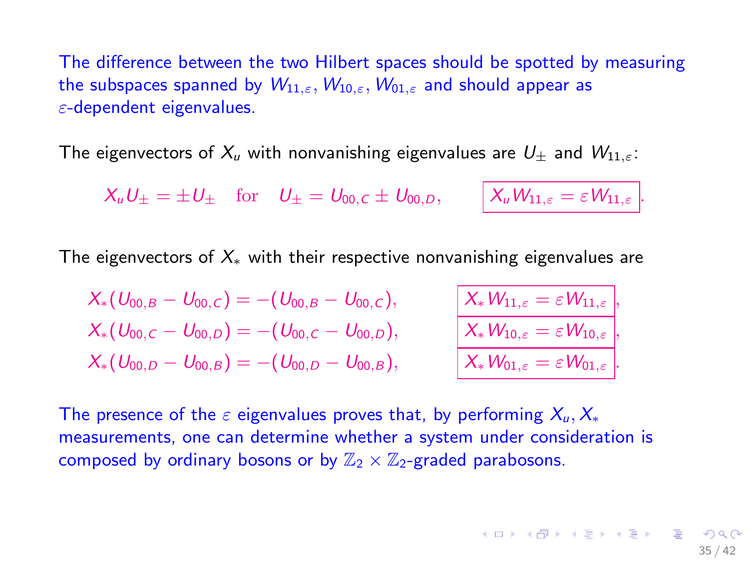The difference between the two Hilbert spaces should be spotted by measuring the subspaces spanned by $W_{11,\varepsilon}, W_{10,\varepsilon}, W_{01,\varepsilon}$ and should appear as $\varepsilon$-dependent eigenvalues.

The eigenvectors of $X_u$ with nonvanishing eigenvalues are $U_\pm$ and $W_{11,\varepsilon}$:

$$X_u U_\pm = \pm U_\pm \quad \text{for} \quad U_\pm = U_{00,C} \pm U_{00,D}, \qquad \boxed{X_u W_{11,\varepsilon} = \varepsilon W_{11,\varepsilon}}.$$

The eigenvectors of $X_*$ with their respective nonvanishing eigenvalues are

$$\begin{aligned}
X_*(U_{00,B} - U_{00,C}) &= -(U_{00,B} - U_{00,C}), &\qquad \boxed{X_* W_{11,\varepsilon} = \varepsilon W_{11,\varepsilon}},\\
X_*(U_{00,C} - U_{00,D}) &= -(U_{00,C} - U_{00,D}), &\qquad \boxed{X_* W_{10,\varepsilon} = \varepsilon W_{10,\varepsilon}},\\
X_*(U_{00,D} - U_{00,B}) &= -(U_{00,D} - U_{00,B}), &\qquad \boxed{X_* W_{01,\varepsilon} = \varepsilon W_{01,\varepsilon}}.
\end{aligned}$$

The presence of the $\varepsilon$ eigenvalues proves that, by performing $X_u, X_*$ measurements, one can determine whether a system under consideration is composed by ordinary bosons or by $\mathbb{Z}_2 \times \mathbb{Z}_2$-graded parabosons.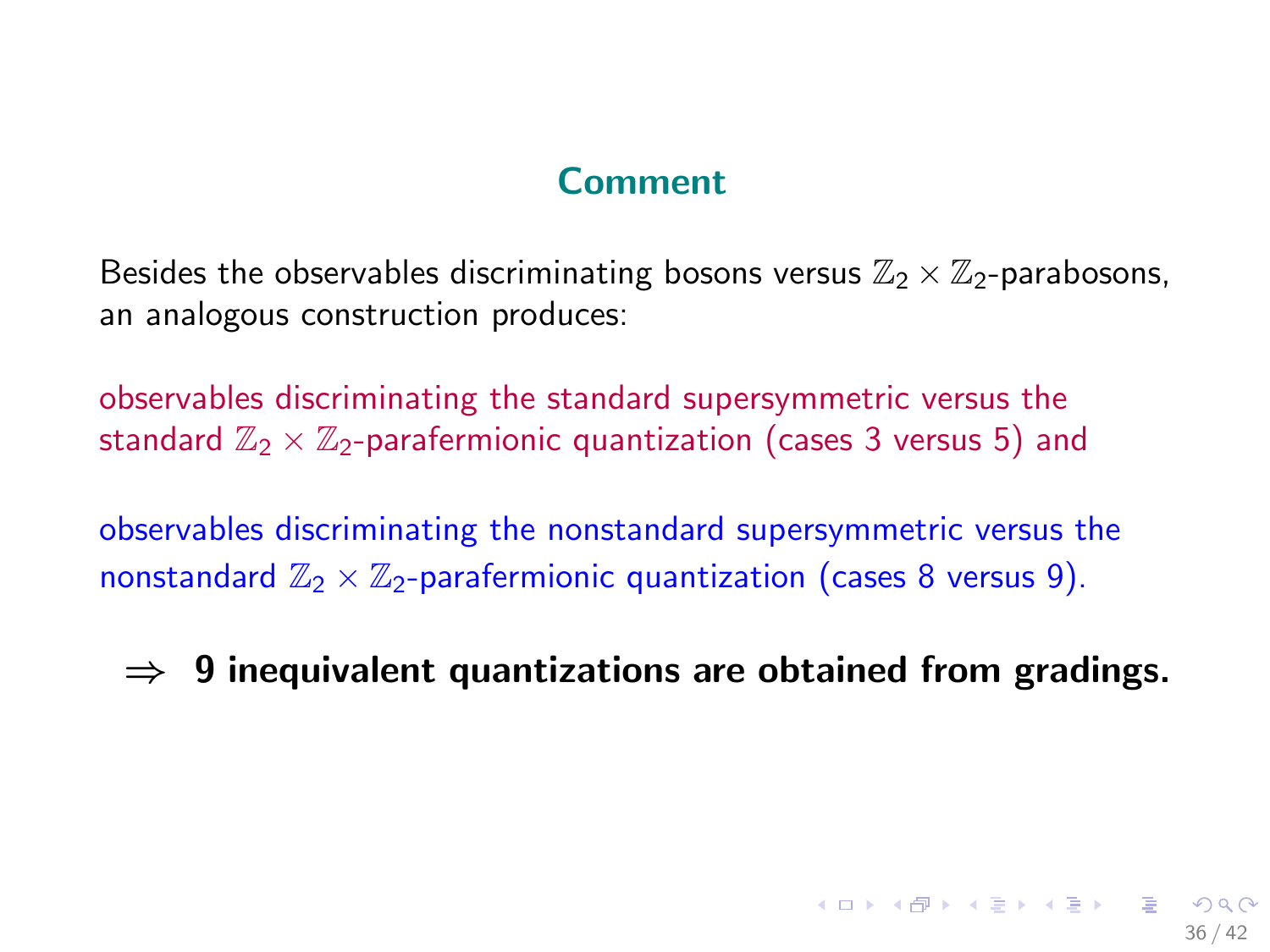## Comment

Besides the observables discriminating bosons versus $\mathbb{Z}_2 \times \mathbb{Z}_2$-parabosons, an analogous construction produces:

observables discriminating the standard supersymmetric versus the standard $\mathbb{Z}_2 \times \mathbb{Z}_2$-parafermionic quantization (cases 3 versus 5) and

observables discriminating the nonstandard supersymmetric versus the nonstandard $\mathbb{Z}_2 \times \mathbb{Z}_2$-parafermionic quantization (cases 8 versus 9).

$\Rightarrow$ **9 inequivalent quantizations are obtained from gradings.**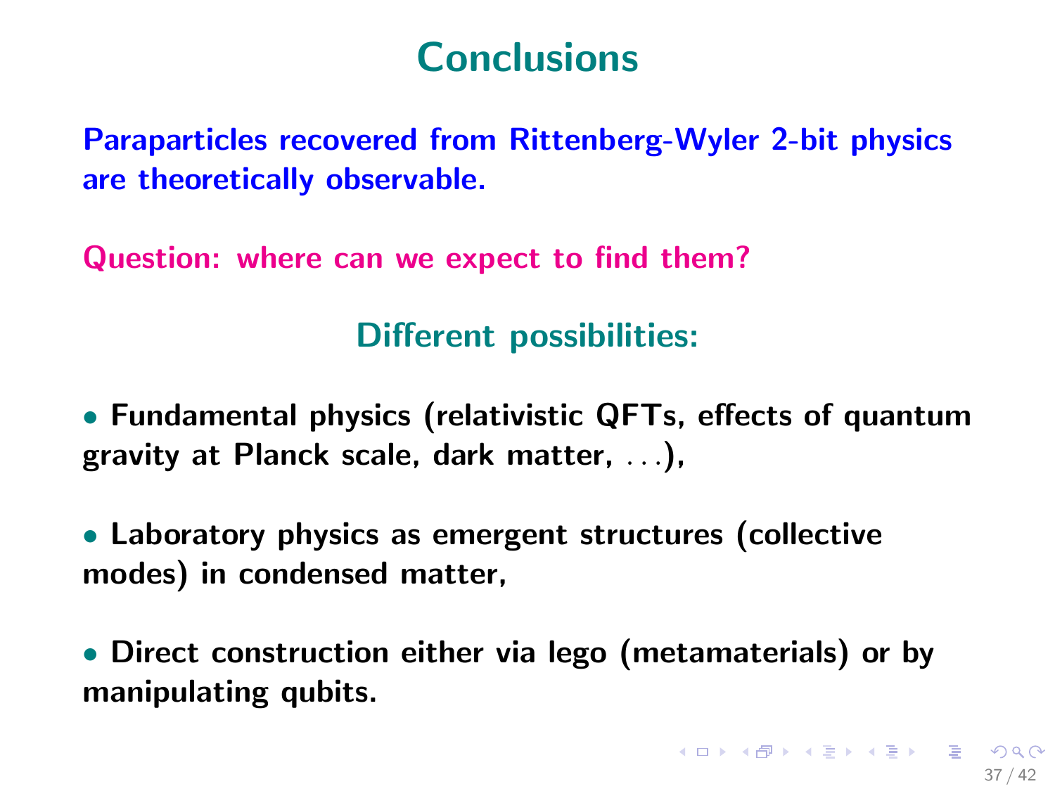# Conclusions

**Paraparticles recovered from Rittenberg-Wyler 2-bit physics are theoretically observable.**

**Question: where can we expect to find them?**

## Different possibilities:

- **Fundamental physics (relativistic QFTs, effects of quantum gravity at Planck scale, dark matter, ...),**

- **Laboratory physics as emergent structures (collective modes) in condensed matter,**

- **Direct construction either via lego (metamaterials) or by manipulating qubits.**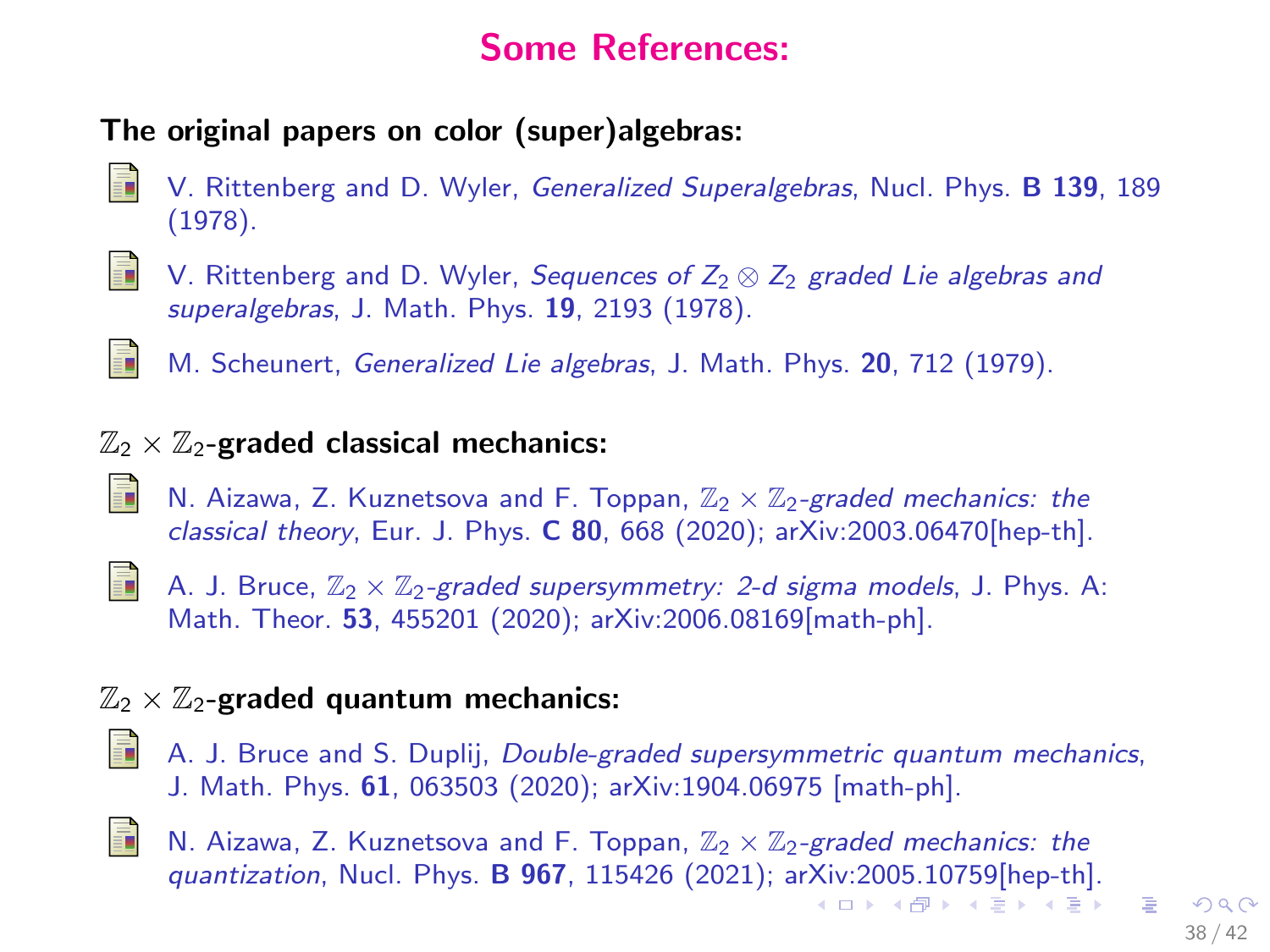# Some References:

**The original papers on color (super)algebras:**

- V. Rittenberg and D. Wyler, *Generalized Superalgebras*, Nucl. Phys. **B 139**, 189 (1978).
- V. Rittenberg and D. Wyler, *Sequences of $Z_2 \otimes Z_2$ graded Lie algebras and superalgebras*, J. Math. Phys. **19**, 2193 (1978).
- M. Scheunert, *Generalized Lie algebras*, J. Math. Phys. **20**, 712 (1979).

**$\mathbb{Z}_2 \times \mathbb{Z}_2$-graded classical mechanics:**

- N. Aizawa, Z. Kuznetsova and F. Toppan, *$\mathbb{Z}_2 \times \mathbb{Z}_2$-graded mechanics: the classical theory*, Eur. J. Phys. **C 80**, 668 (2020); arXiv:2003.06470[hep-th].
- A. J. Bruce, *$\mathbb{Z}_2 \times \mathbb{Z}_2$-graded supersymmetry: 2-d sigma models*, J. Phys. A: Math. Theor. **53**, 455201 (2020); arXiv:2006.08169[math-ph].

**$\mathbb{Z}_2 \times \mathbb{Z}_2$-graded quantum mechanics:**

- A. J. Bruce and S. Duplij, *Double-graded supersymmetric quantum mechanics*, J. Math. Phys. **61**, 063503 (2020); arXiv:1904.06975 [math-ph].
- N. Aizawa, Z. Kuznetsova and F. Toppan, *$\mathbb{Z}_2 \times \mathbb{Z}_2$-graded mechanics: the quantization*, Nucl. Phys. **B 967**, 115426 (2021); arXiv:2005.10759[hep-th].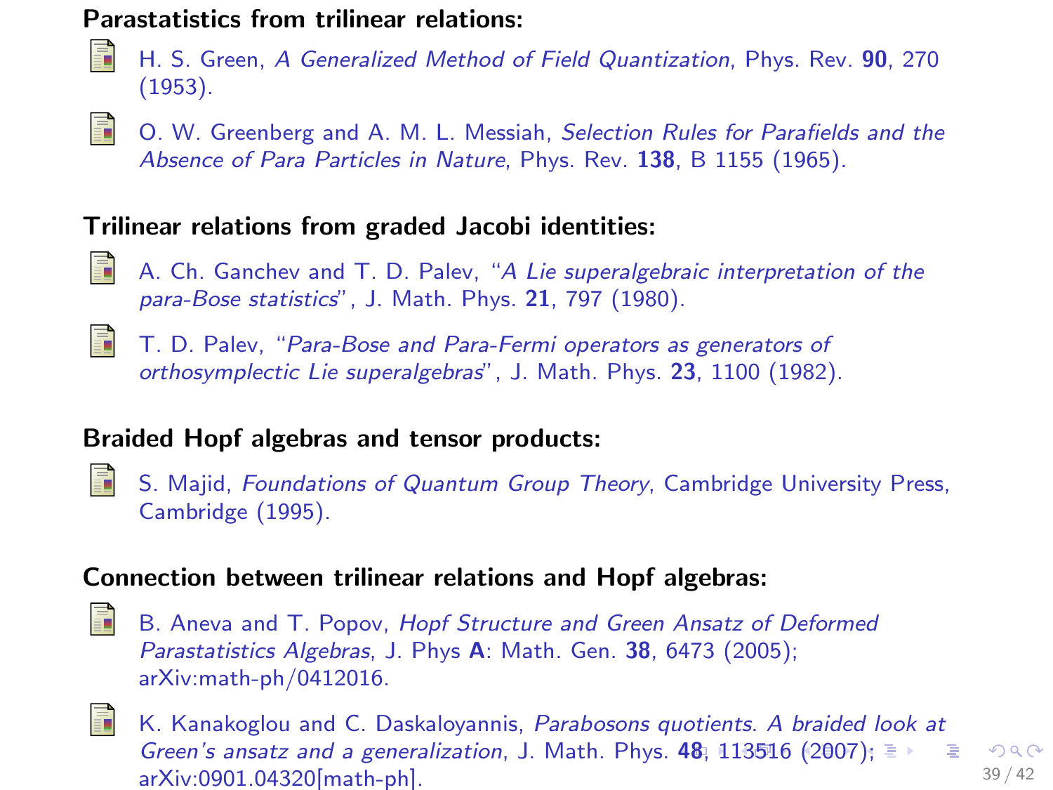**Parastatistics from trilinear relations:**

- H. S. Green, *A Generalized Method of Field Quantization*, Phys. Rev. **90**, 270 (1953).
- O. W. Greenberg and A. M. L. Messiah, *Selection Rules for Parafields and the Absence of Para Particles in Nature*, Phys. Rev. **138**, B 1155 (1965).

**Trilinear relations from graded Jacobi identities:**

- A. Ch. Ganchev and T. D. Palev, "*A Lie superalgebraic interpretation of the para-Bose statistics*", J. Math. Phys. **21**, 797 (1980).
- T. D. Palev, "*Para-Bose and Para-Fermi operators as generators of orthosymplectic Lie superalgebras*", J. Math. Phys. **23**, 1100 (1982).

**Braided Hopf algebras and tensor products:**

- S. Majid, *Foundations of Quantum Group Theory*, Cambridge University Press, Cambridge (1995).

**Connection between trilinear relations and Hopf algebras:**

- B. Aneva and T. Popov, *Hopf Structure and Green Ansatz of Deformed Parastatistics Algebras*, J. Phys **A**: Math. Gen. **38**, 6473 (2005); arXiv:math-ph/0412016.
- K. Kanakoglou and C. Daskaloyannis, *Parabosons quotients. A braided look at Green's ansatz and a generalization*, J. Math. Phys. **48**, 113516 (2007); arXiv:0901.04320[math-ph].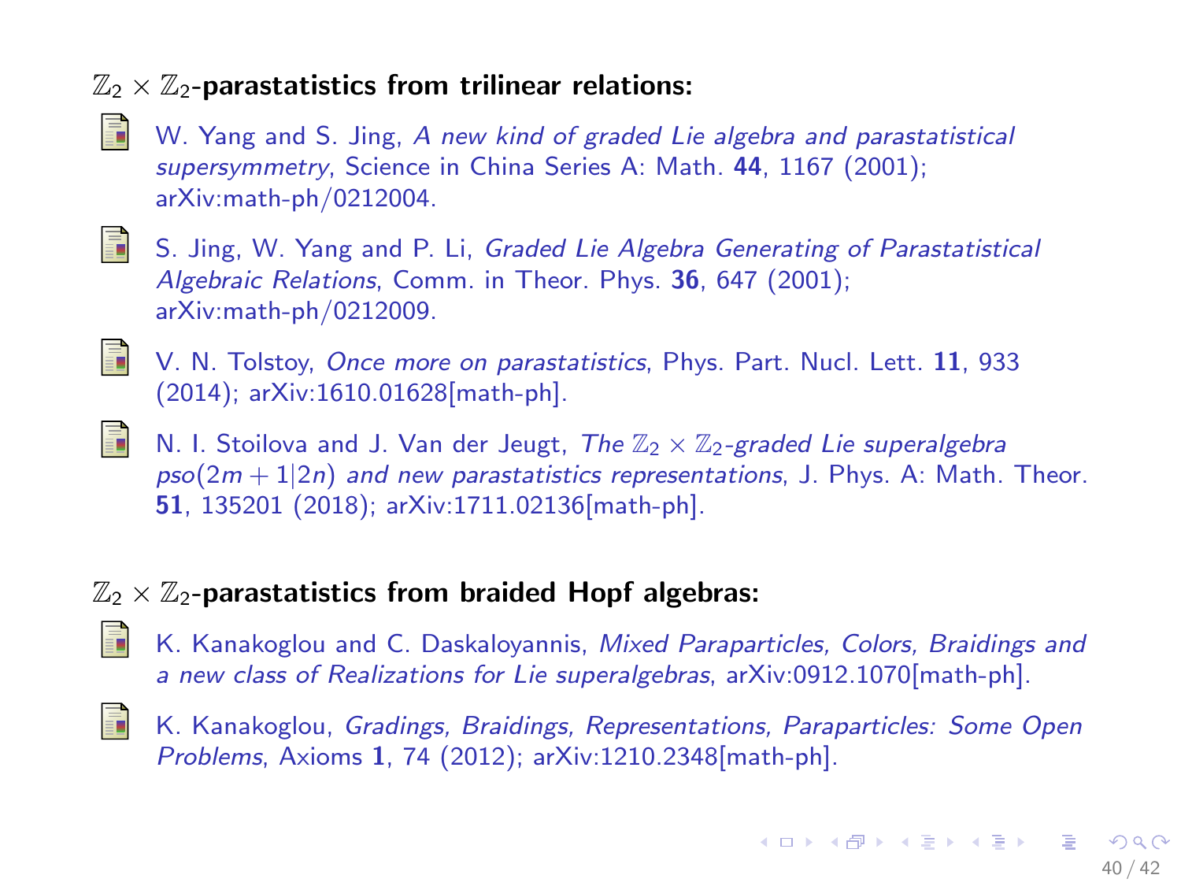**$\mathbb{Z}_2 \times \mathbb{Z}_2$-parastatistics from trilinear relations:**

- W. Yang and S. Jing, *A new kind of graded Lie algebra and parastatistical supersymmetry*, Science in China Series A: Math. **44**, 1167 (2001); arXiv:math-ph/0212004.

- S. Jing, W. Yang and P. Li, *Graded Lie Algebra Generating of Parastatistical Algebraic Relations*, Comm. in Theor. Phys. **36**, 647 (2001); arXiv:math-ph/0212009.

- V. N. Tolstoy, *Once more on parastatistics*, Phys. Part. Nucl. Lett. **11**, 933 (2014); arXiv:1610.01628[math-ph].

- N. I. Stoilova and J. Van der Jeugt, *The $\mathbb{Z}_2 \times \mathbb{Z}_2$-graded Lie superalgebra $pso(2m+1|2n)$ and new parastatistics representations*, J. Phys. A: Math. Theor. **51**, 135201 (2018); arXiv:1711.02136[math-ph].

**$\mathbb{Z}_2 \times \mathbb{Z}_2$-parastatistics from braided Hopf algebras:**

- K. Kanakoglou and C. Daskaloyannis, *Mixed Paraparticles, Colors, Braidings and a new class of Realizations for Lie superalgebras*, arXiv:0912.1070[math-ph].

- K. Kanakoglou, *Gradings, Braidings, Representations, Paraparticles: Some Open Problems*, Axioms **1**, 74 (2012); arXiv:1210.2348[math-ph].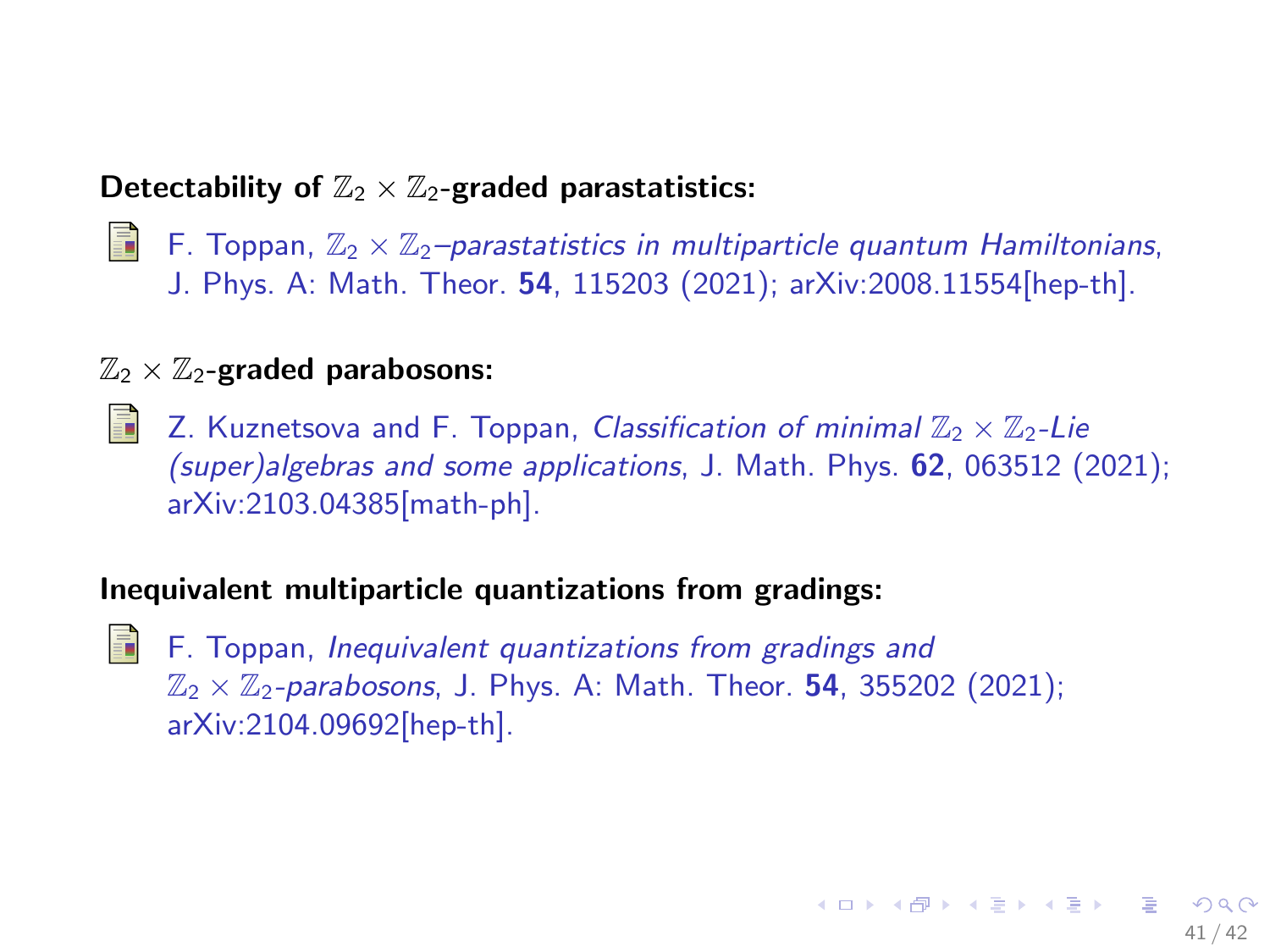**Detectability of $\mathbb{Z}_2 \times \mathbb{Z}_2$-graded parastatistics:**

- F. Toppan, *$\mathbb{Z}_2 \times \mathbb{Z}_2$–parastatistics in multiparticle quantum Hamiltonians*, J. Phys. A: Math. Theor. **54**, 115203 (2021); arXiv:2008.11554[hep-th].

**$\mathbb{Z}_2 \times \mathbb{Z}_2$-graded parabosons:**

- Z. Kuznetsova and F. Toppan, *Classification of minimal $\mathbb{Z}_2 \times \mathbb{Z}_2$-Lie (super)algebras and some applications*, J. Math. Phys. **62**, 063512 (2021); arXiv:2103.04385[math-ph].

**Inequivalent multiparticle quantizations from gradings:**

- F. Toppan, *Inequivalent quantizations from gradings and $\mathbb{Z}_2 \times \mathbb{Z}_2$-parabosons*, J. Phys. A: Math. Theor. **54**, 355202 (2021); arXiv:2104.09692[hep-th].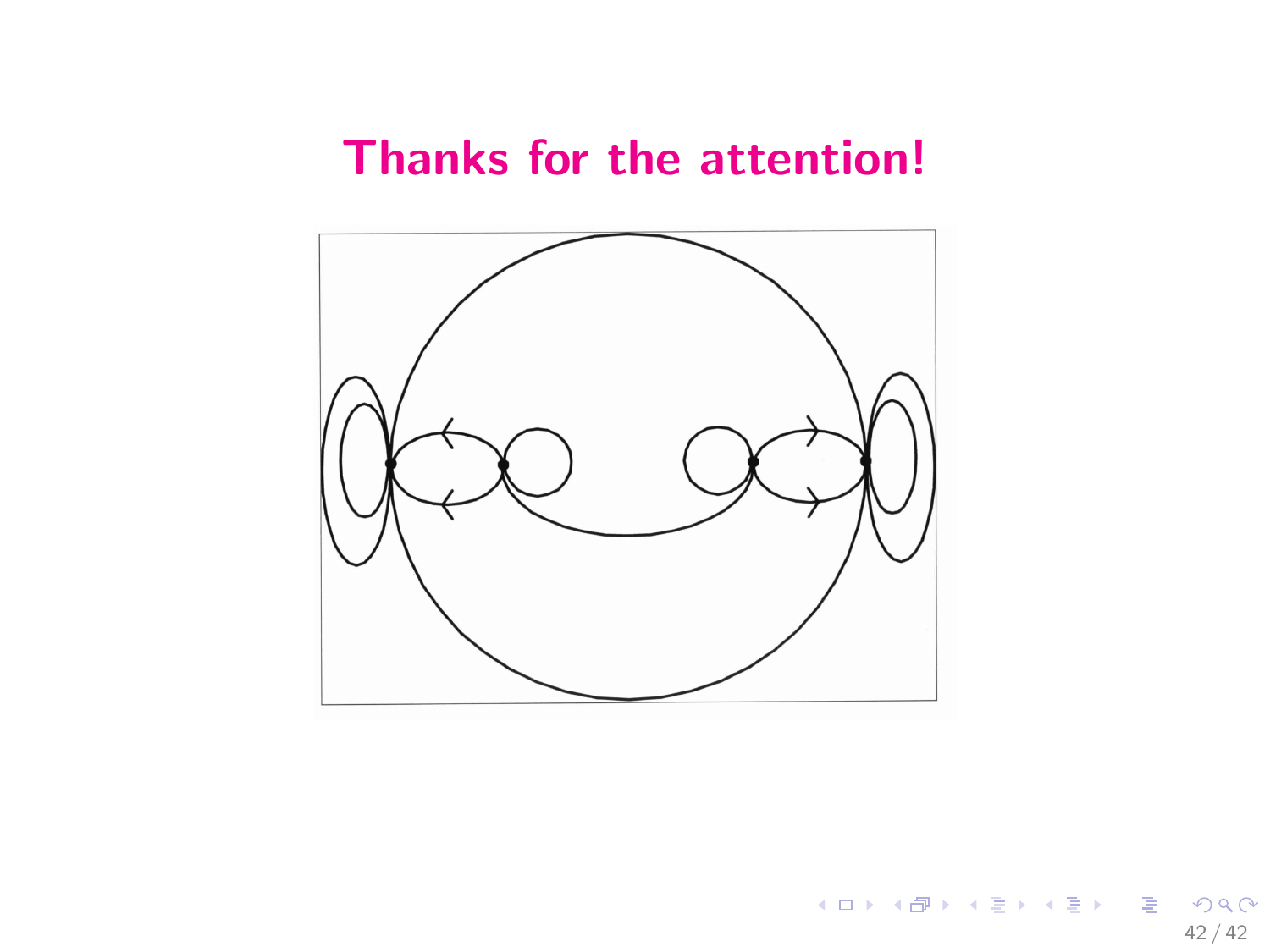# Thanks for the attention!